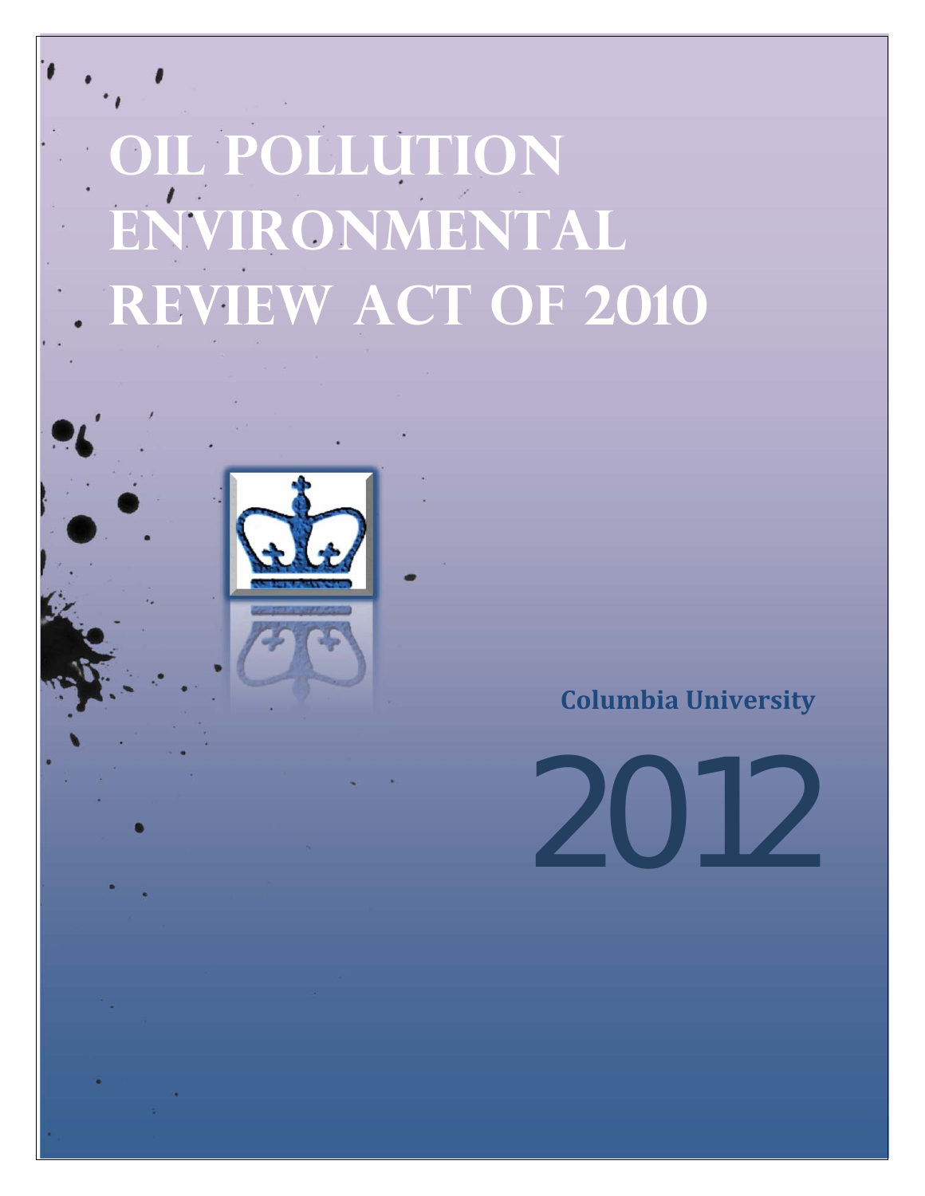# Oil Pollution Environmental Review Act of 2010

**Columbia University**

2012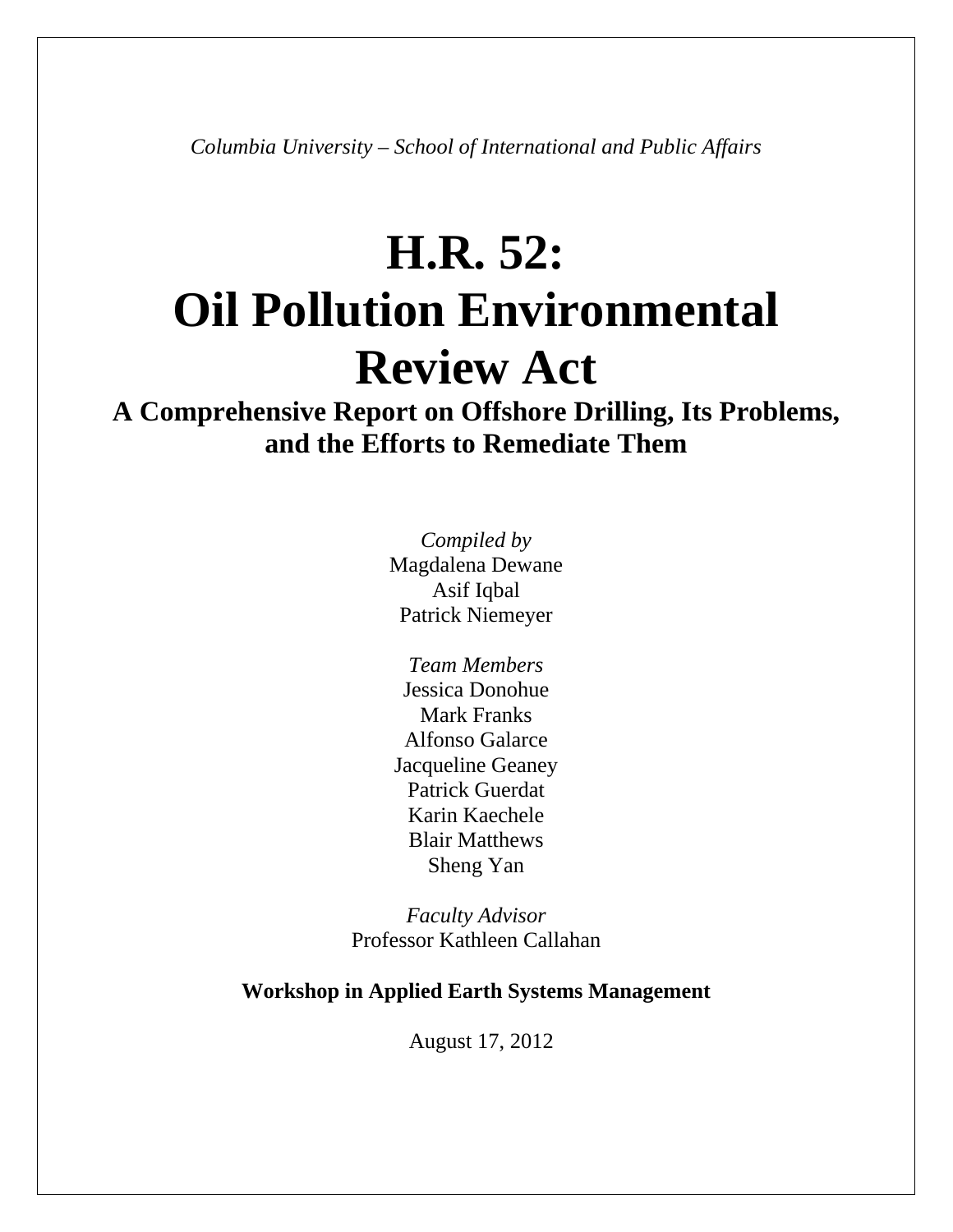*Columbia University – School of International and Public Affairs*

# H.R. 52: Oil Pollution Environmental Review Act

## A Comprehensive Report on Offshore Drilling, Its Problems, and the Efforts to Remediate Them

*Compiled by*
Magdalena Dewane
Asif Iqbal
Patrick Niemeyer

*Team Members*
Jessica Donohue
Mark Franks
Alfonso Galarce
Jacqueline Geaney
Patrick Guerdat
Karin Kaechele
Blair Matthews
Sheng Yan

*Faculty Advisor*
Professor Kathleen Callahan

**Workshop in Applied Earth Systems Management**

August 17, 2012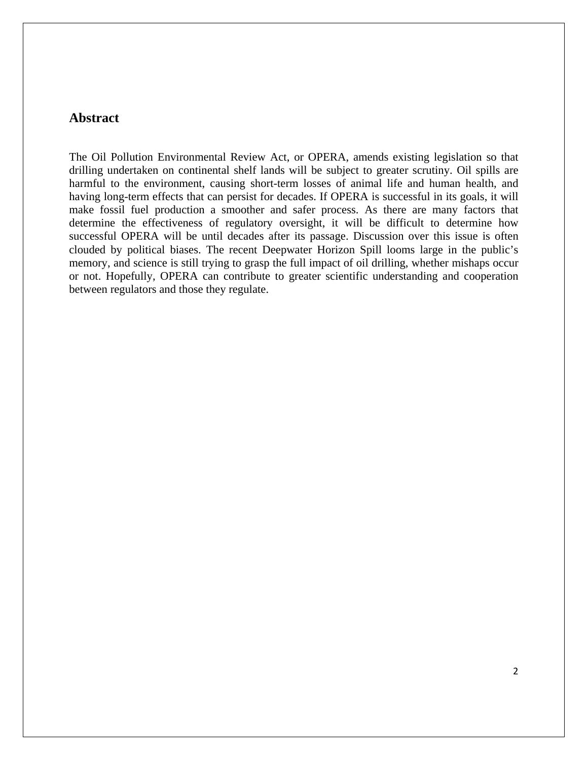## Abstract

The Oil Pollution Environmental Review Act, or OPERA, amends existing legislation so that drilling undertaken on continental shelf lands will be subject to greater scrutiny. Oil spills are harmful to the environment, causing short-term losses of animal life and human health, and having long-term effects that can persist for decades. If OPERA is successful in its goals, it will make fossil fuel production a smoother and safer process. As there are many factors that determine the effectiveness of regulatory oversight, it will be difficult to determine how successful OPERA will be until decades after its passage. Discussion over this issue is often clouded by political biases. The recent Deepwater Horizon Spill looms large in the public's memory, and science is still trying to grasp the full impact of oil drilling, whether mishaps occur or not. Hopefully, OPERA can contribute to greater scientific understanding and cooperation between regulators and those they regulate.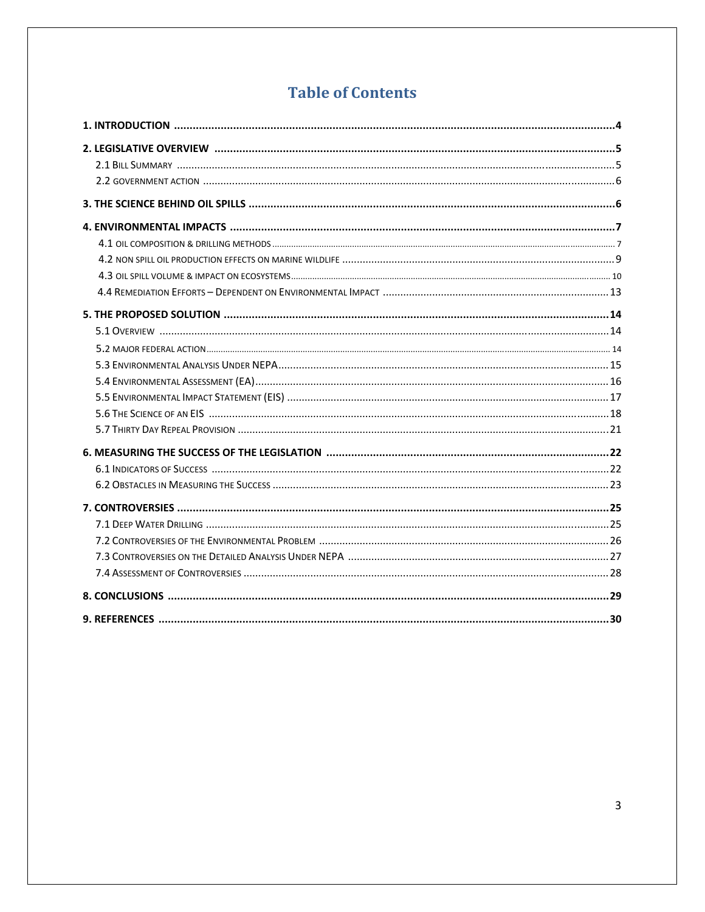# Table of Contents

**1. INTRODUCTION** .......... **4**

**2. LEGISLATIVE OVERVIEW** .......... **5**
- 2.1 Bill Summary .......... 5
- 2.2 Government Action .......... 6

**3. THE SCIENCE BEHIND OIL SPILLS** .......... **6**

**4. ENVIRONMENTAL IMPACTS** .......... **7**
- 4.1 Oil Composition & Drilling Methods .......... 7
- 4.2 Non Spill Oil Production Effects on Marine Wildlife .......... 9
- 4.3 Oil Spill Volume & Impact on Ecosystems .......... 10
- 4.4 Remediation Efforts – Dependent on Environmental Impact .......... 13

**5. THE PROPOSED SOLUTION** .......... **14**
- 5.1 Overview .......... 14
- 5.2 Major Federal Action .......... 14
- 5.3 Environmental Analysis Under NEPA .......... 15
- 5.4 Environmental Assessment (EA) .......... 16
- 5.5 Environmental Impact Statement (EIS) .......... 17
- 5.6 The Science of an EIS .......... 18
- 5.7 Thirty Day Repeal Provision .......... 21

**6. MEASURING THE SUCCESS OF THE LEGISLATION** .......... **22**
- 6.1 Indicators of Success .......... 22
- 6.2 Obstacles in Measuring the Success .......... 23

**7. CONTROVERSIES** .......... **25**
- 7.1 Deep Water Drilling .......... 25
- 7.2 Controversies of the Environmental Problem .......... 26
- 7.3 Controversies on the Detailed Analysis Under NEPA .......... 27
- 7.4 Assessment of Controversies .......... 28

**8. CONCLUSIONS** .......... **29**

**9. REFERENCES** .......... **30**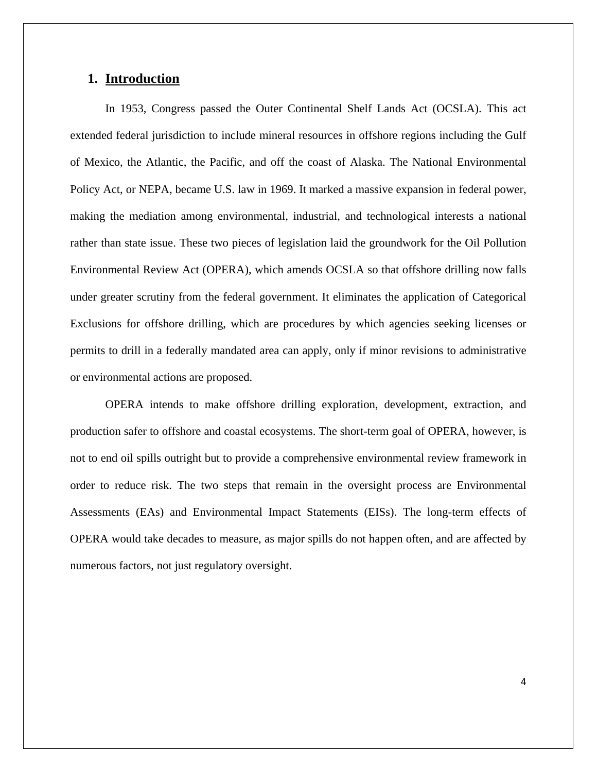## 1. Introduction

In 1953, Congress passed the Outer Continental Shelf Lands Act (OCSLA). This act extended federal jurisdiction to include mineral resources in offshore regions including the Gulf of Mexico, the Atlantic, the Pacific, and off the coast of Alaska. The National Environmental Policy Act, or NEPA, became U.S. law in 1969. It marked a massive expansion in federal power, making the mediation among environmental, industrial, and technological interests a national rather than state issue. These two pieces of legislation laid the groundwork for the Oil Pollution Environmental Review Act (OPERA), which amends OCSLA so that offshore drilling now falls under greater scrutiny from the federal government. It eliminates the application of Categorical Exclusions for offshore drilling, which are procedures by which agencies seeking licenses or permits to drill in a federally mandated area can apply, only if minor revisions to administrative or environmental actions are proposed.

OPERA intends to make offshore drilling exploration, development, extraction, and production safer to offshore and coastal ecosystems. The short-term goal of OPERA, however, is not to end oil spills outright but to provide a comprehensive environmental review framework in order to reduce risk. The two steps that remain in the oversight process are Environmental Assessments (EAs) and Environmental Impact Statements (EISs). The long-term effects of OPERA would take decades to measure, as major spills do not happen often, and are affected by numerous factors, not just regulatory oversight.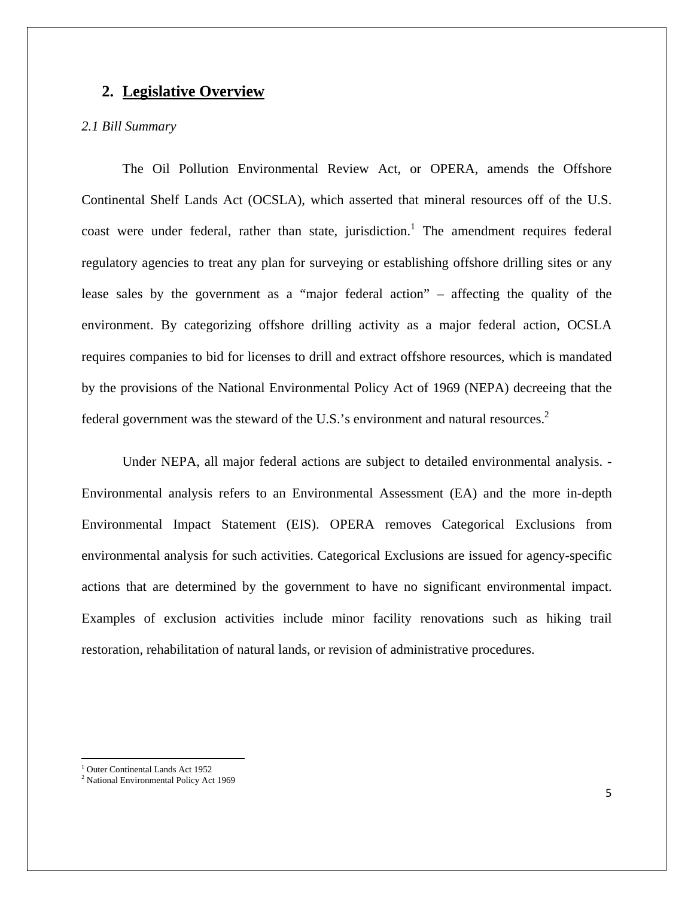## 2. Legislative Overview

*2.1 Bill Summary*

The Oil Pollution Environmental Review Act, or OPERA, amends the Offshore Continental Shelf Lands Act (OCSLA), which asserted that mineral resources off of the U.S. coast were under federal, rather than state, jurisdiction.[1] The amendment requires federal regulatory agencies to treat any plan for surveying or establishing offshore drilling sites or any lease sales by the government as a "major federal action" – affecting the quality of the environment. By categorizing offshore drilling activity as a major federal action, OCSLA requires companies to bid for licenses to drill and extract offshore resources, which is mandated by the provisions of the National Environmental Policy Act of 1969 (NEPA) decreeing that the federal government was the steward of the U.S.'s environment and natural resources.[2]

Under NEPA, all major federal actions are subject to detailed environmental analysis. - Environmental analysis refers to an Environmental Assessment (EA) and the more in-depth Environmental Impact Statement (EIS). OPERA removes Categorical Exclusions from environmental analysis for such activities. Categorical Exclusions are issued for agency-specific actions that are determined by the government to have no significant environmental impact. Examples of exclusion activities include minor facility renovations such as hiking trail restoration, rehabilitation of natural lands, or revision of administrative procedures.

---

[1] Outer Continental Lands Act 1952

[2] National Environmental Policy Act 1969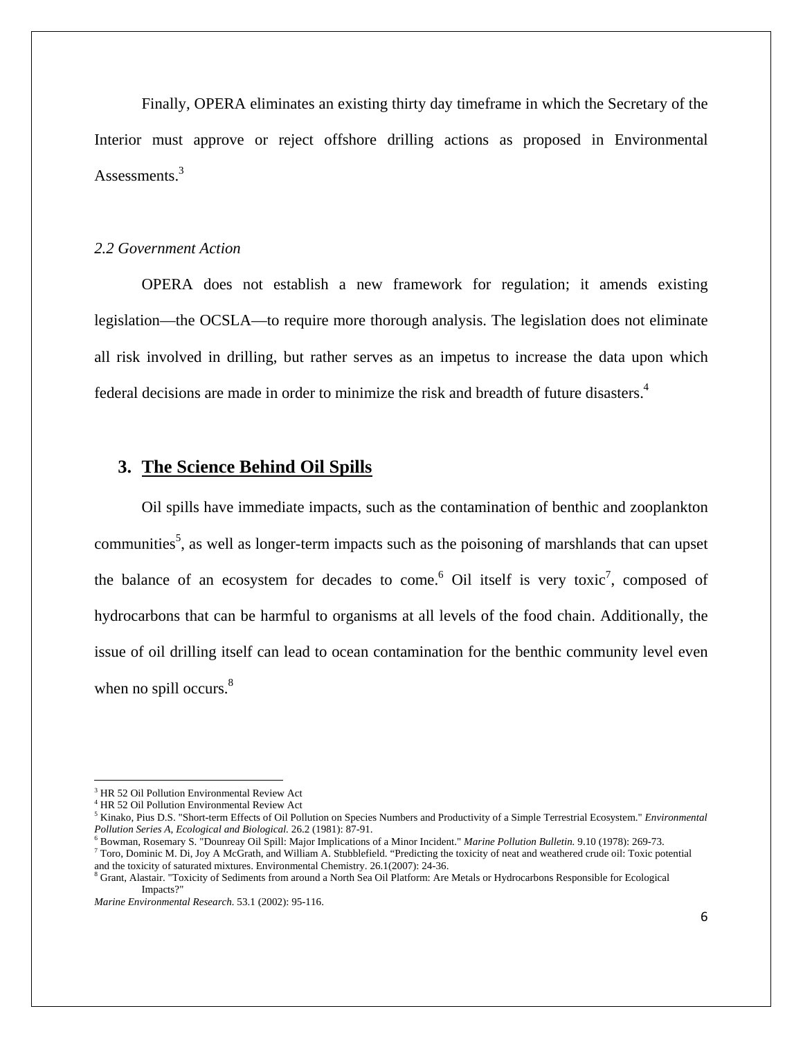Finally, OPERA eliminates an existing thirty day timeframe in which the Secretary of the Interior must approve or reject offshore drilling actions as proposed in Environmental Assessments.[3]

*2.2 Government Action*

OPERA does not establish a new framework for regulation; it amends existing legislation—the OCSLA—to require more thorough analysis. The legislation does not eliminate all risk involved in drilling, but rather serves as an impetus to increase the data upon which federal decisions are made in order to minimize the risk and breadth of future disasters.[4]

## 3. <u>The Science Behind Oil Spills</u>

Oil spills have immediate impacts, such as the contamination of benthic and zooplankton communities[5], as well as longer-term impacts such as the poisoning of marshlands that can upset the balance of an ecosystem for decades to come.[6] Oil itself is very toxic[7], composed of hydrocarbons that can be harmful to organisms at all levels of the food chain. Additionally, the issue of oil drilling itself can lead to ocean contamination for the benthic community level even when no spill occurs.[8]

---

[3] HR 52 Oil Pollution Environmental Review Act

[4] HR 52 Oil Pollution Environmental Review Act

[5] Kinako, Pius D.S. "Short-term Effects of Oil Pollution on Species Numbers and Productivity of a Simple Terrestrial Ecosystem." *Environmental Pollution Series A, Ecological and Biological.* 26.2 (1981): 87-91.

[6] Bowman, Rosemary S. "Dounreay Oil Spill: Major Implications of a Minor Incident." *Marine Pollution Bulletin.* 9.10 (1978): 269-73.

[7] Toro, Dominic M. Di, Joy A McGrath, and William A. Stubblefield. "Predicting the toxicity of neat and weathered crude oil: Toxic potential and the toxicity of saturated mixtures. Environmental Chemistry. 26.1(2007): 24-36.

[8] Grant, Alastair. "Toxicity of Sediments from around a North Sea Oil Platform: Are Metals or Hydrocarbons Responsible for Ecological Impacts?" *Marine Environmental Research.* 53.1 (2002): 95-116.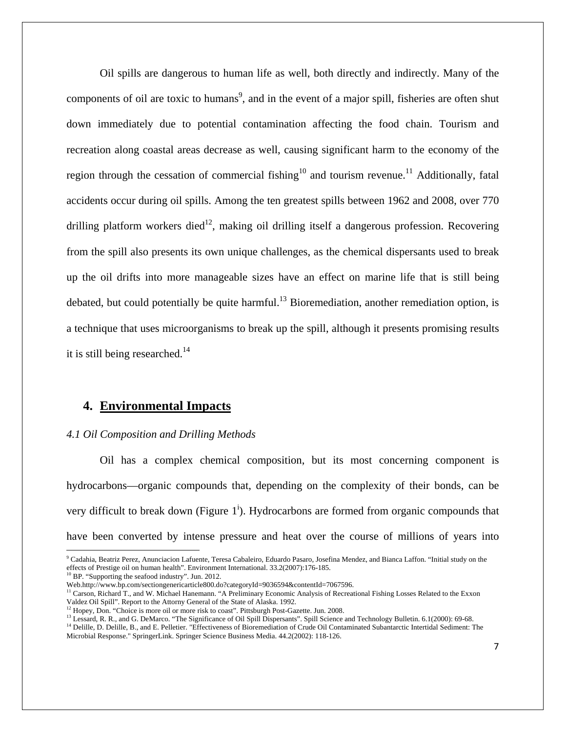Oil spills are dangerous to human life as well, both directly and indirectly. Many of the components of oil are toxic to humans[9], and in the event of a major spill, fisheries are often shut down immediately due to potential contamination affecting the food chain. Tourism and recreation along coastal areas decrease as well, causing significant harm to the economy of the region through the cessation of commercial fishing[10] and tourism revenue.[11] Additionally, fatal accidents occur during oil spills. Among the ten greatest spills between 1962 and 2008, over 770 drilling platform workers died[12], making oil drilling itself a dangerous profession. Recovering from the spill also presents its own unique challenges, as the chemical dispersants used to break up the oil drifts into more manageable sizes have an effect on marine life that is still being debated, but could potentially be quite harmful.[13] Bioremediation, another remediation option, is a technique that uses microorganisms to break up the spill, although it presents promising results it is still being researched.[14]

## 4. Environmental Impacts

*4.1 Oil Composition and Drilling Methods*

Oil has a complex chemical composition, but its most concerning component is hydrocarbons—organic compounds that, depending on the complexity of their bonds, can be very difficult to break down (Figure 1[i]). Hydrocarbons are formed from organic compounds that have been converted by intense pressure and heat over the course of millions of years into

---

[9] Cadahia, Beatriz Perez, Anunciacion Lafuente, Teresa Cabaleiro, Eduardo Pasaro, Josefina Mendez, and Bianca Laffon. "Initial study on the effects of Prestige oil on human health". Environment International. 33.2(2007):176-185.

[10] BP. "Supporting the seafood industry". Jun. 2012. Web.http://www.bp.com/sectiongenericarticle800.do?categoryId=9036594&contentId=7067596.

[11] Carson, Richard T., and W. Michael Hanemann. "A Preliminary Economic Analysis of Recreational Fishing Losses Related to the Exxon Valdez Oil Spill". Report to the Attorny General of the State of Alaska. 1992.

[12] Hopey, Don. "Choice is more oil or more risk to coast". Pittsburgh Post-Gazette. Jun. 2008.

[13] Lessard, R. R., and G. DeMarco. "The Significance of Oil Spill Dispersants". Spill Science and Technology Bulletin. 6.1(2000): 69-68.

[14] Delille, D. Delille, B., and E. Pelletier. "Effectiveness of Bioremediation of Crude Oil Contaminated Subantarctic Intertidal Sediment: The Microbial Response." SpringerLink. Springer Science Business Media. 44.2(2002): 118-126.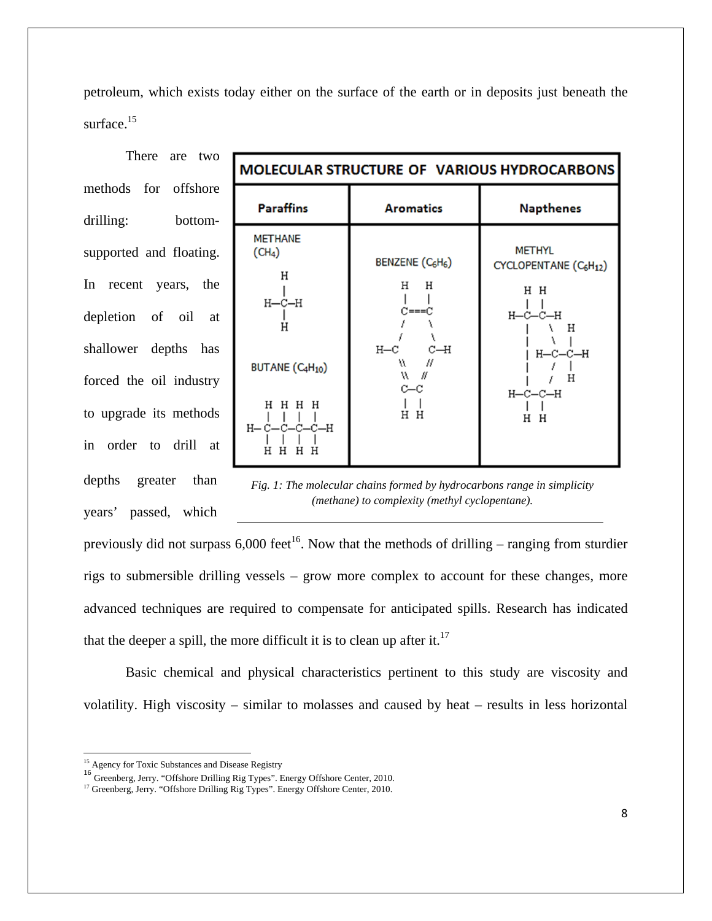petroleum, which exists today either on the surface of the earth or in deposits just beneath the surface.[15]

There are two methods for offshore drilling: bottom-supported and floating. In recent years, the depletion of oil at shallower depths has forced the oil industry to upgrade its methods in order to drill at depths greater than years' passed, which previously did not surpass 6,000 feet[16]. Now that the methods of drilling – ranging from sturdier rigs to submersible drilling vessels – grow more complex to account for these changes, more advanced techniques are required to compensate for anticipated spills. Research has indicated that the deeper a spill, the more difficult it is to clean up after it.[17]

**MOLECULAR STRUCTURE OF VARIOUS HYDROCARBONS**

| Paraffins | Aromatics | Napthenes |
|---|---|---|
| METHANE ($CH_4$); BUTANE ($C_4H_{10}$) | BENZENE ($C_6H_6$) | METHYL CYCLOPENTANE ($C_6H_{12}$) |

*Fig. 1: The molecular chains formed by hydrocarbons range in simplicity (methane) to complexity (methyl cyclopentane).*

Basic chemical and physical characteristics pertinent to this study are viscosity and volatility. High viscosity – similar to molasses and caused by heat – results in less horizontal

---

[15] Agency for Toxic Substances and Disease Registry

[16] Greenberg, Jerry. "Offshore Drilling Rig Types". Energy Offshore Center, 2010.

[17] Greenberg, Jerry. "Offshore Drilling Rig Types". Energy Offshore Center, 2010.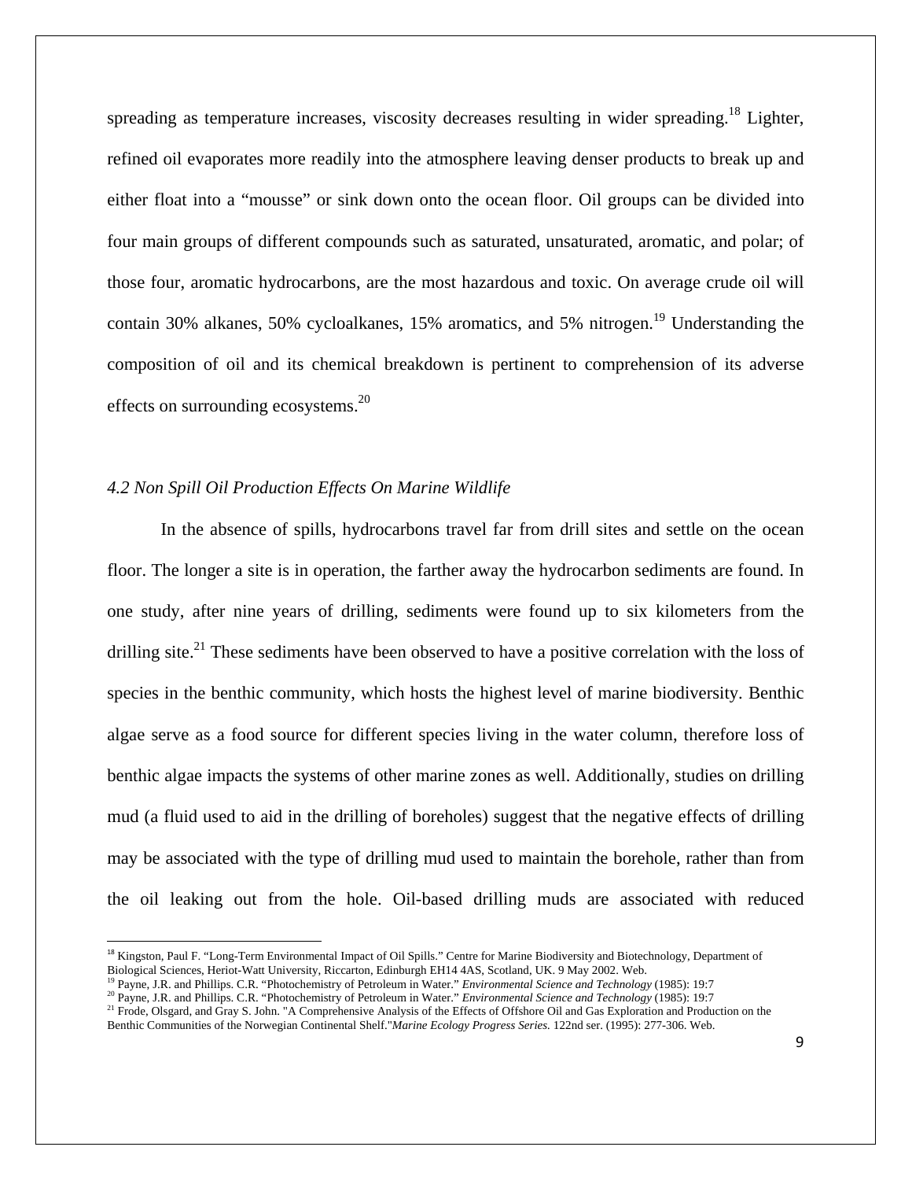spreading as temperature increases, viscosity decreases resulting in wider spreading.[18] Lighter, refined oil evaporates more readily into the atmosphere leaving denser products to break up and either float into a "mousse" or sink down onto the ocean floor. Oil groups can be divided into four main groups of different compounds such as saturated, unsaturated, aromatic, and polar; of those four, aromatic hydrocarbons, are the most hazardous and toxic. On average crude oil will contain 30% alkanes, 50% cycloalkanes, 15% aromatics, and 5% nitrogen.[19] Understanding the composition of oil and its chemical breakdown is pertinent to comprehension of its adverse effects on surrounding ecosystems.[20]

### *4.2 Non Spill Oil Production Effects On Marine Wildlife*

In the absence of spills, hydrocarbons travel far from drill sites and settle on the ocean floor. The longer a site is in operation, the farther away the hydrocarbon sediments are found. In one study, after nine years of drilling, sediments were found up to six kilometers from the drilling site.[21] These sediments have been observed to have a positive correlation with the loss of species in the benthic community, which hosts the highest level of marine biodiversity. Benthic algae serve as a food source for different species living in the water column, therefore loss of benthic algae impacts the systems of other marine zones as well. Additionally, studies on drilling mud (a fluid used to aid in the drilling of boreholes) suggest that the negative effects of drilling may be associated with the type of drilling mud used to maintain the borehole, rather than from the oil leaking out from the hole. Oil-based drilling muds are associated with reduced

---

[18] Kingston, Paul F. "Long-Term Environmental Impact of Oil Spills." Centre for Marine Biodiversity and Biotechnology, Department of Biological Sciences, Heriot-Watt University, Riccarton, Edinburgh EH14 4AS, Scotland, UK. 9 May 2002. Web.

[19] Payne, J.R. and Phillips. C.R. "Photochemistry of Petroleum in Water." *Environmental Science and Technology* (1985): 19:7

[20] Payne, J.R. and Phillips. C.R. "Photochemistry of Petroleum in Water." *Environmental Science and Technology* (1985): 19:7

[21] Frode, Olsgard, and Gray S. John. "A Comprehensive Analysis of the Effects of Offshore Oil and Gas Exploration and Production on the Benthic Communities of the Norwegian Continental Shelf."*Marine Ecology Progress Series.* 122nd ser. (1995): 277-306. Web.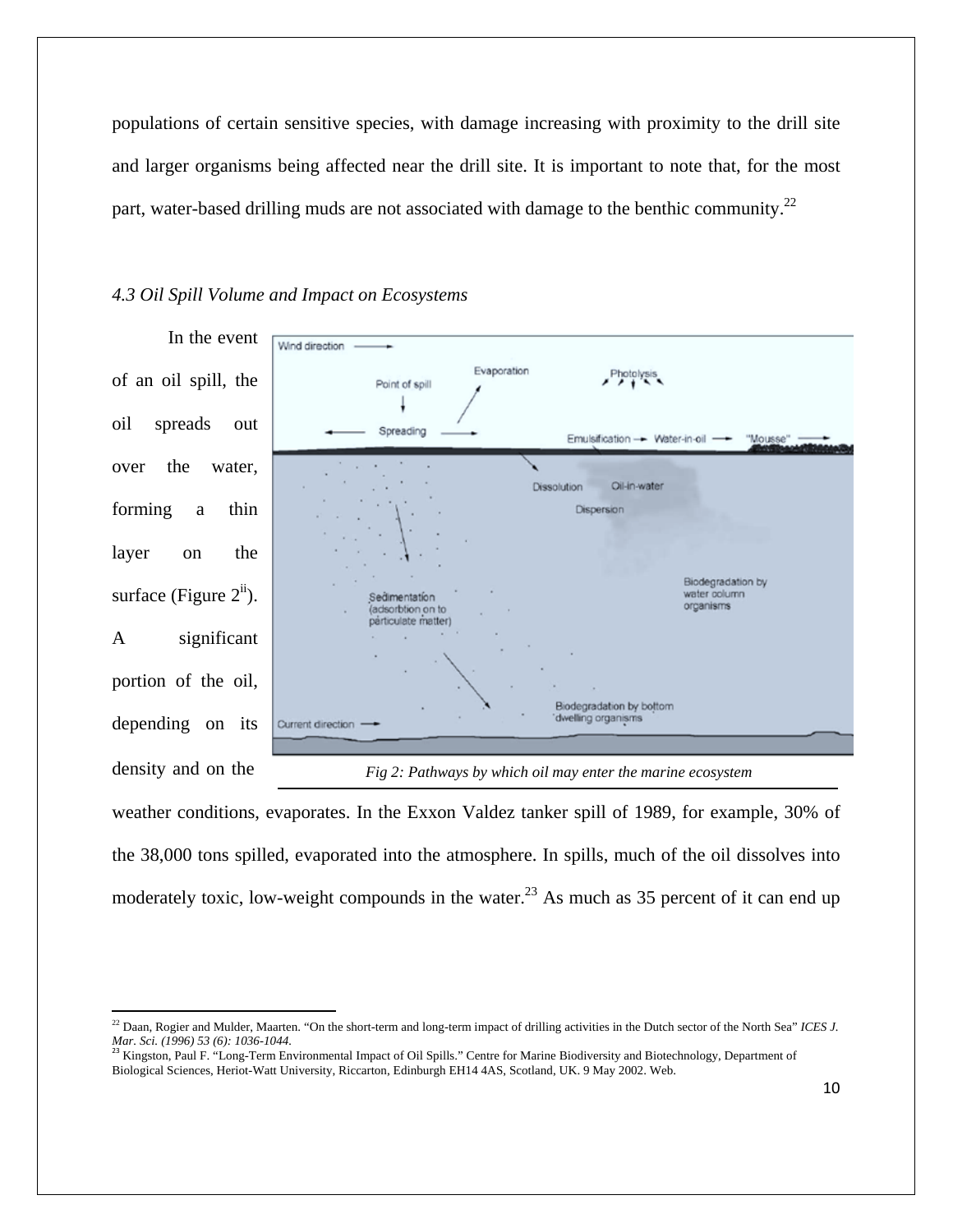populations of certain sensitive species, with damage increasing with proximity to the drill site and larger organisms being affected near the drill site. It is important to note that, for the most part, water-based drilling muds are not associated with damage to the benthic community.[22]

### *4.3 Oil Spill Volume and Impact on Ecosystems*

In the event of an oil spill, the oil spreads out over the water, forming a thin layer on the surface (Figure 2[ii]). A significant portion of the oil, depending on its density and on the weather conditions, evaporates. In the Exxon Valdez tanker spill of 1989, for example, 30% of the 38,000 tons spilled, evaporated into the atmosphere. In spills, much of the oil dissolves into moderately toxic, low-weight compounds in the water.[23] As much as 35 percent of it can end up

*Fig 2: Pathways by which oil may enter the marine ecosystem*

---

[22] Daan, Rogier and Mulder, Maarten. "On the short-term and long-term impact of drilling activities in the Dutch sector of the North Sea" *ICES J. Mar. Sci. (1996) 53 (6): 1036-1044.*

[23] Kingston, Paul F. "Long-Term Environmental Impact of Oil Spills." Centre for Marine Biodiversity and Biotechnology, Department of Biological Sciences, Heriot-Watt University, Riccarton, Edinburgh EH14 4AS, Scotland, UK. 9 May 2002. Web.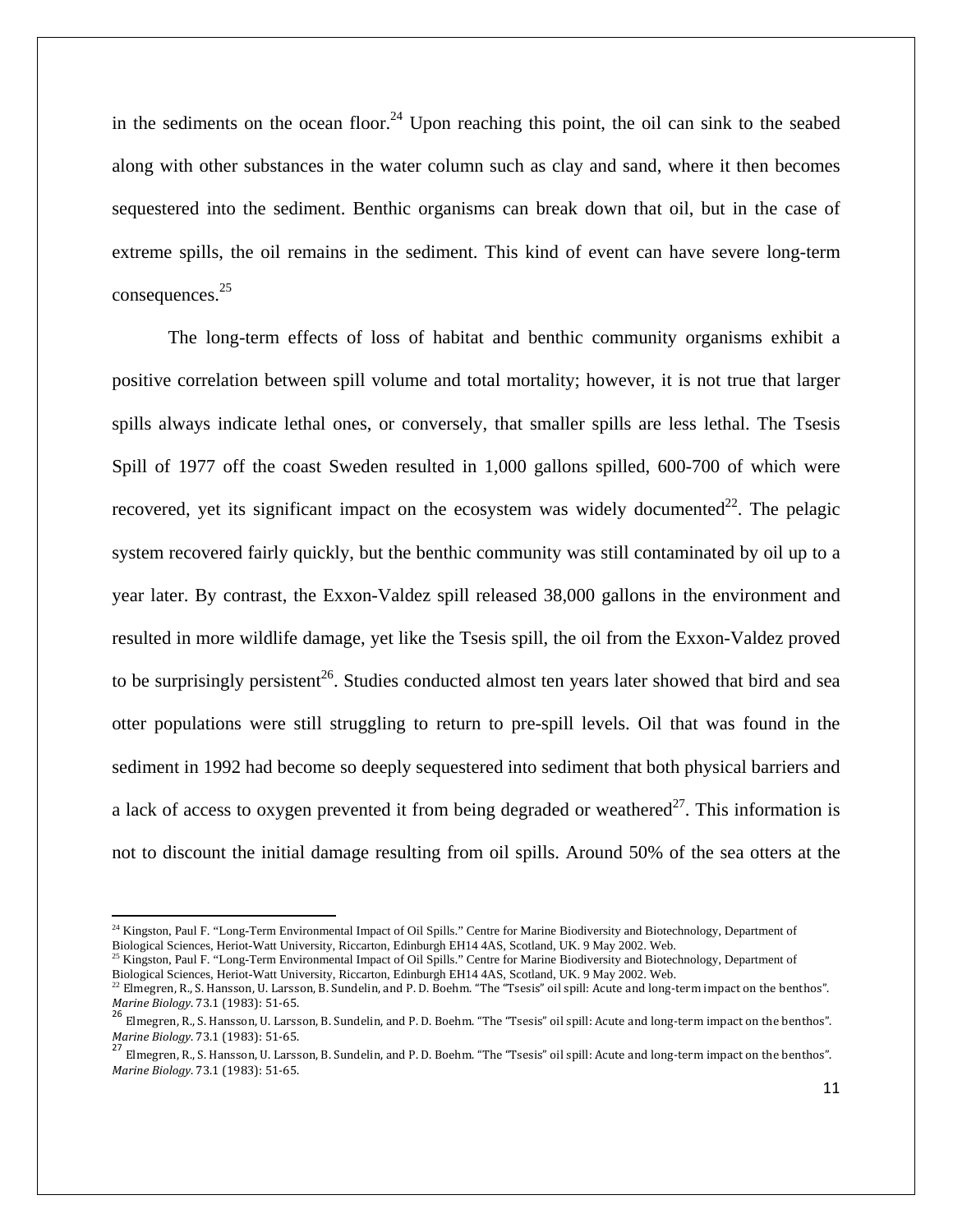in the sediments on the ocean floor.[24] Upon reaching this point, the oil can sink to the seabed along with other substances in the water column such as clay and sand, where it then becomes sequestered into the sediment. Benthic organisms can break down that oil, but in the case of extreme spills, the oil remains in the sediment. This kind of event can have severe long-term consequences.[25]

The long-term effects of loss of habitat and benthic community organisms exhibit a positive correlation between spill volume and total mortality; however, it is not true that larger spills always indicate lethal ones, or conversely, that smaller spills are less lethal. The Tsesis Spill of 1977 off the coast Sweden resulted in 1,000 gallons spilled, 600-700 of which were recovered, yet its significant impact on the ecosystem was widely documented[22]. The pelagic system recovered fairly quickly, but the benthic community was still contaminated by oil up to a year later. By contrast, the Exxon-Valdez spill released 38,000 gallons in the environment and resulted in more wildlife damage, yet like the Tsesis spill, the oil from the Exxon-Valdez proved to be surprisingly persistent[26]. Studies conducted almost ten years later showed that bird and sea otter populations were still struggling to return to pre-spill levels. Oil that was found in the sediment in 1992 had become so deeply sequestered into sediment that both physical barriers and a lack of access to oxygen prevented it from being degraded or weathered[27]. This information is not to discount the initial damage resulting from oil spills. Around 50% of the sea otters at the

---

[24] Kingston, Paul F. "Long-Term Environmental Impact of Oil Spills." Centre for Marine Biodiversity and Biotechnology, Department of Biological Sciences, Heriot-Watt University, Riccarton, Edinburgh EH14 4AS, Scotland, UK. 9 May 2002. Web.

[25] Kingston, Paul F. "Long-Term Environmental Impact of Oil Spills." Centre for Marine Biodiversity and Biotechnology, Department of Biological Sciences, Heriot-Watt University, Riccarton, Edinburgh EH14 4AS, Scotland, UK. 9 May 2002. Web.

[22] Elmegren, R., S. Hansson, U. Larsson, B. Sundelin, and P. D. Boehm. "The "Tsesis" oil spill: Acute and long-term impact on the benthos". *Marine Biology*. 73.1 (1983): 51-65.

[26] Elmegren, R., S. Hansson, U. Larsson, B. Sundelin, and P. D. Boehm. "The "Tsesis" oil spill: Acute and long-term impact on the benthos". *Marine Biology*. 73.1 (1983): 51-65.

[27] Elmegren, R., S. Hansson, U. Larsson, B. Sundelin, and P. D. Boehm. "The "Tsesis" oil spill: Acute and long-term impact on the benthos". *Marine Biology*. 73.1 (1983): 51-65.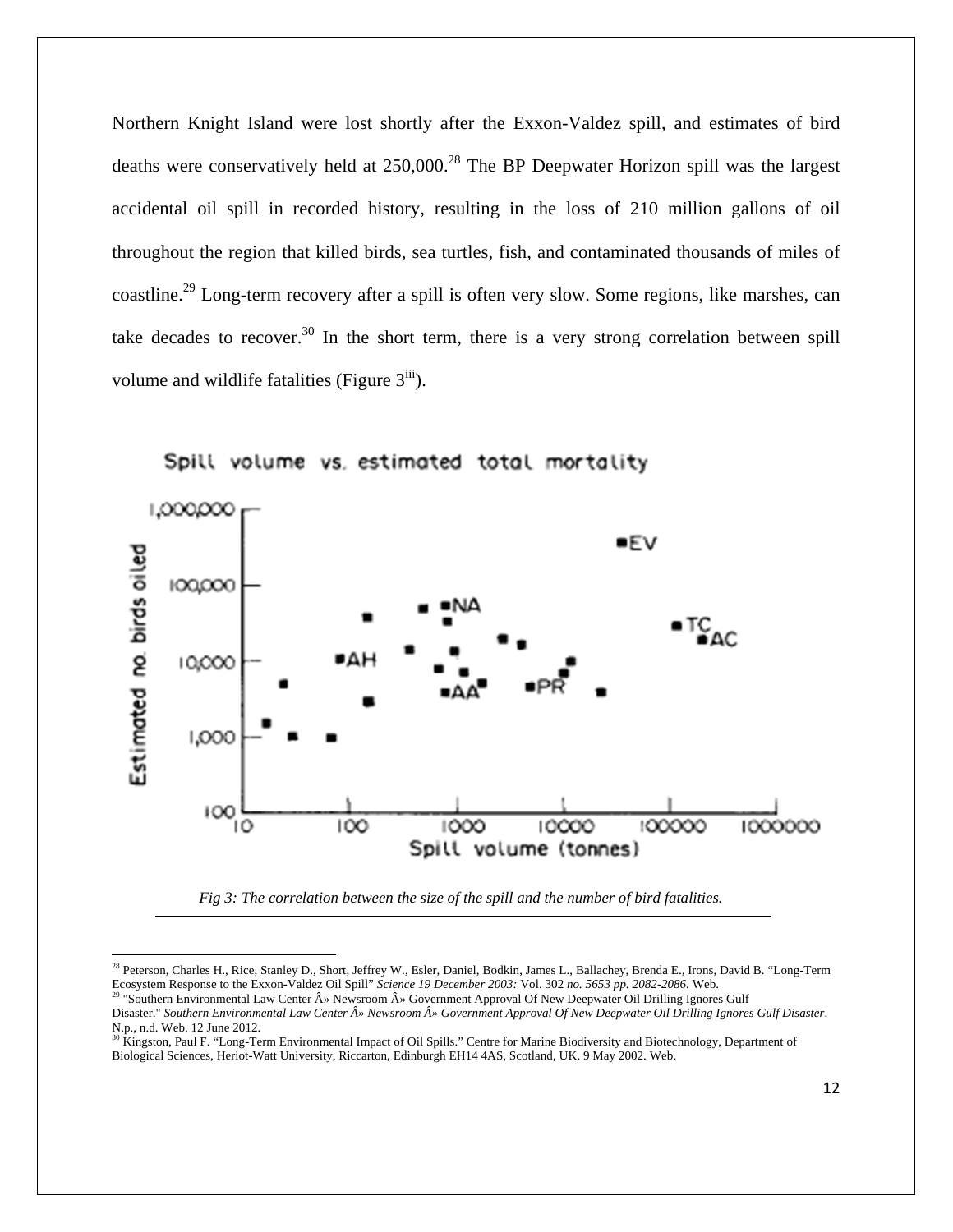Northern Knight Island were lost shortly after the Exxon-Valdez spill, and estimates of bird deaths were conservatively held at 250,000.[28] The BP Deepwater Horizon spill was the largest accidental oil spill in recorded history, resulting in the loss of 210 million gallons of oil throughout the region that killed birds, sea turtles, fish, and contaminated thousands of miles of coastline.[29] Long-term recovery after a spill is often very slow. Some regions, like marshes, can take decades to recover.[30] In the short term, there is a very strong correlation between spill volume and wildlife fatalities (Figure 3[iii]).

*Fig 3: The correlation between the size of the spill and the number of bird fatalities.*

---

[28] Peterson, Charles H., Rice, Stanley D., Short, Jeffrey W., Esler, Daniel, Bodkin, James L., Ballachey, Brenda E., Irons, David B. "Long-Term Ecosystem Response to the Exxon-Valdez Oil Spill" *Science 19 December 2003:* Vol. 302 *no. 5653 pp. 2082-2086.* Web.

[29] "Southern Environmental Law Center Â» Newsroom Â» Government Approval Of New Deepwater Oil Drilling Ignores Gulf Disaster." *Southern Environmental Law Center Â» Newsroom Â» Government Approval Of New Deepwater Oil Drilling Ignores Gulf Disaster*. N.p., n.d. Web. 12 June 2012.

[30] Kingston, Paul F. "Long-Term Environmental Impact of Oil Spills." Centre for Marine Biodiversity and Biotechnology, Department of Biological Sciences, Heriot-Watt University, Riccarton, Edinburgh EH14 4AS, Scotland, UK. 9 May 2002. Web.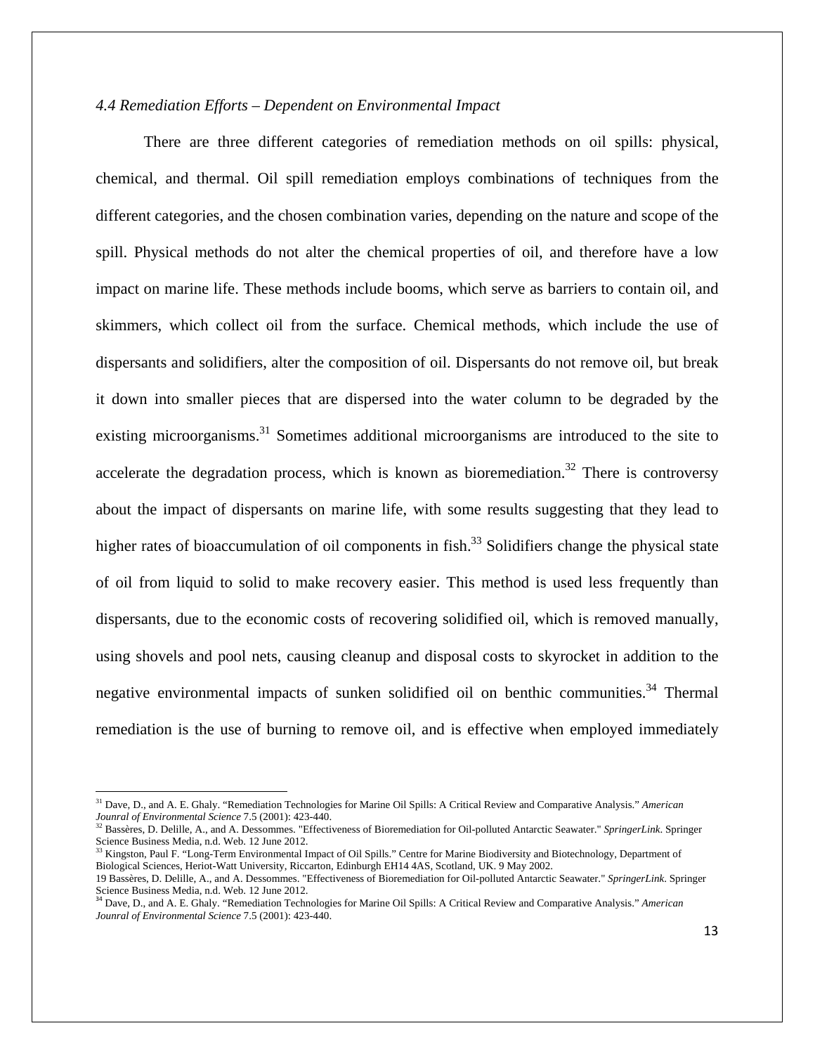*4.4 Remediation Efforts – Dependent on Environmental Impact*

There are three different categories of remediation methods on oil spills: physical, chemical, and thermal. Oil spill remediation employs combinations of techniques from the different categories, and the chosen combination varies, depending on the nature and scope of the spill. Physical methods do not alter the chemical properties of oil, and therefore have a low impact on marine life. These methods include booms, which serve as barriers to contain oil, and skimmers, which collect oil from the surface. Chemical methods, which include the use of dispersants and solidifiers, alter the composition of oil. Dispersants do not remove oil, but break it down into smaller pieces that are dispersed into the water column to be degraded by the existing microorganisms.[31] Sometimes additional microorganisms are introduced to the site to accelerate the degradation process, which is known as bioremediation.[32] There is controversy about the impact of dispersants on marine life, with some results suggesting that they lead to higher rates of bioaccumulation of oil components in fish.[33] Solidifiers change the physical state of oil from liquid to solid to make recovery easier. This method is used less frequently than dispersants, due to the economic costs of recovering solidified oil, which is removed manually, using shovels and pool nets, causing cleanup and disposal costs to skyrocket in addition to the negative environmental impacts of sunken solidified oil on benthic communities.[34] Thermal remediation is the use of burning to remove oil, and is effective when employed immediately

---

[31] Dave, D., and A. E. Ghaly. "Remediation Technologies for Marine Oil Spills: A Critical Review and Comparative Analysis." *American Jounral of Environmental Science* 7.5 (2001): 423-440.

[32] Bassères, D. Delille, A., and A. Dessommes. "Effectiveness of Bioremediation for Oil-polluted Antarctic Seawater." *SpringerLink*. Springer Science Business Media, n.d. Web. 12 June 2012.

[33] Kingston, Paul F. "Long-Term Environmental Impact of Oil Spills." Centre for Marine Biodiversity and Biotechnology, Department of Biological Sciences, Heriot-Watt University, Riccarton, Edinburgh EH14 4AS, Scotland, UK. 9 May 2002.

19 Bassères, D. Delille, A., and A. Dessommes. "Effectiveness of Bioremediation for Oil-polluted Antarctic Seawater." *SpringerLink*. Springer Science Business Media, n.d. Web. 12 June 2012.

[34] Dave, D., and A. E. Ghaly. "Remediation Technologies for Marine Oil Spills: A Critical Review and Comparative Analysis." *American Jounral of Environmental Science* 7.5 (2001): 423-440.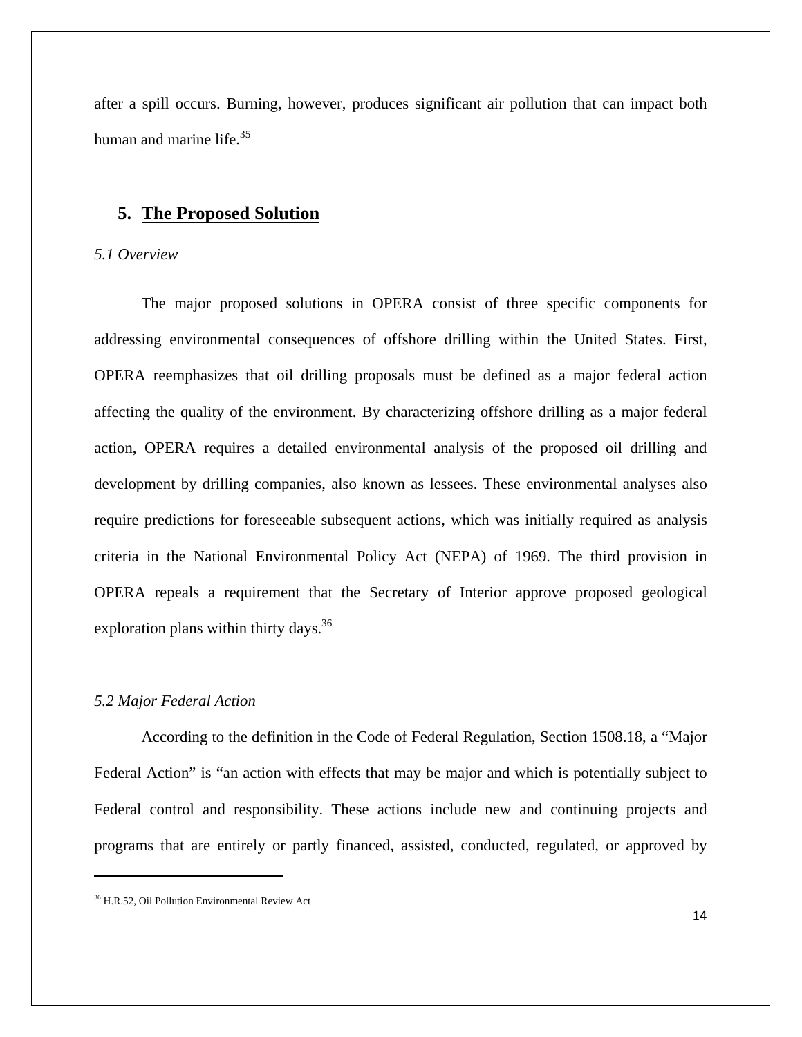after a spill occurs. Burning, however, produces significant air pollution that can impact both human and marine life.[35]

## 5. The Proposed Solution

*5.1 Overview*

The major proposed solutions in OPERA consist of three specific components for addressing environmental consequences of offshore drilling within the United States. First, OPERA reemphasizes that oil drilling proposals must be defined as a major federal action affecting the quality of the environment. By characterizing offshore drilling as a major federal action, OPERA requires a detailed environmental analysis of the proposed oil drilling and development by drilling companies, also known as lessees. These environmental analyses also require predictions for foreseeable subsequent actions, which was initially required as analysis criteria in the National Environmental Policy Act (NEPA) of 1969. The third provision in OPERA repeals a requirement that the Secretary of Interior approve proposed geological exploration plans within thirty days.[36]

*5.2 Major Federal Action*

According to the definition in the Code of Federal Regulation, Section 1508.18, a "Major Federal Action" is "an action with effects that may be major and which is potentially subject to Federal control and responsibility. These actions include new and continuing projects and programs that are entirely or partly financed, assisted, conducted, regulated, or approved by

---

[36] H.R.52, Oil Pollution Environmental Review Act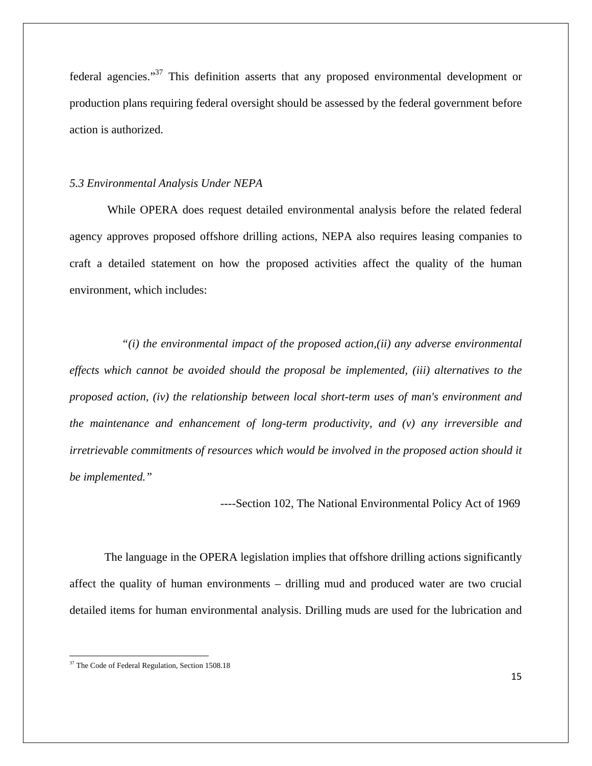federal agencies."[37] This definition asserts that any proposed environmental development or production plans requiring federal oversight should be assessed by the federal government before action is authorized.

### *5.3 Environmental Analysis Under NEPA*

While OPERA does request detailed environmental analysis before the related federal agency approves proposed offshore drilling actions, NEPA also requires leasing companies to craft a detailed statement on how the proposed activities affect the quality of the human environment, which includes:

> *"(i) the environmental impact of the proposed action,(ii) any adverse environmental effects which cannot be avoided should the proposal be implemented, (iii) alternatives to the proposed action, (iv) the relationship between local short-term uses of man's environment and the maintenance and enhancement of long-term productivity, and (v) any irreversible and irretrievable commitments of resources which would be involved in the proposed action should it be implemented."*
>
> ----Section 102, The National Environmental Policy Act of 1969

The language in the OPERA legislation implies that offshore drilling actions significantly affect the quality of human environments – drilling mud and produced water are two crucial detailed items for human environmental analysis. Drilling muds are used for the lubrication and

---

[37] The Code of Federal Regulation, Section 1508.18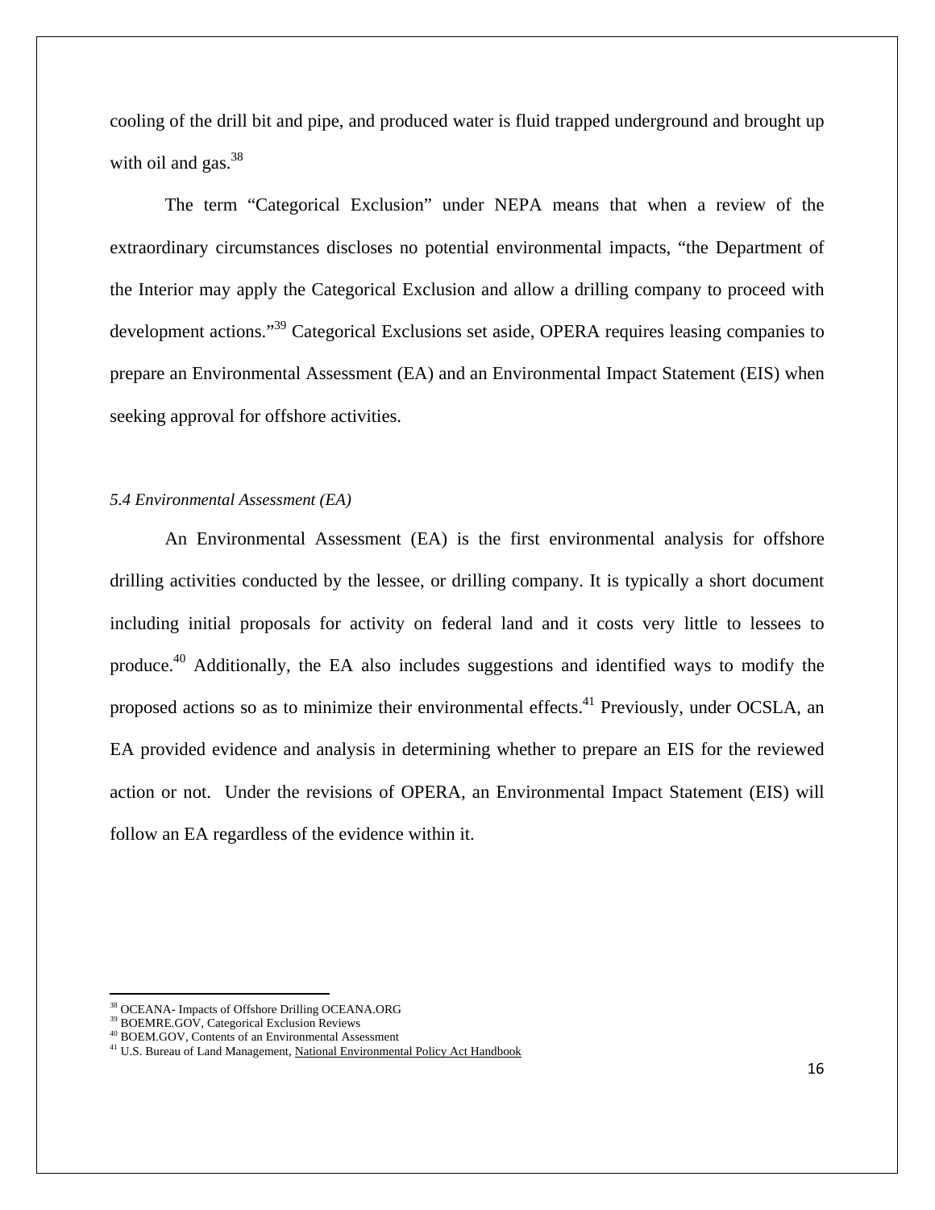cooling of the drill bit and pipe, and produced water is fluid trapped underground and brought up with oil and gas.[38]

The term "Categorical Exclusion" under NEPA means that when a review of the extraordinary circumstances discloses no potential environmental impacts, "the Department of the Interior may apply the Categorical Exclusion and allow a drilling company to proceed with development actions."[39] Categorical Exclusions set aside, OPERA requires leasing companies to prepare an Environmental Assessment (EA) and an Environmental Impact Statement (EIS) when seeking approval for offshore activities.

### *5.4 Environmental Assessment (EA)*

An Environmental Assessment (EA) is the first environmental analysis for offshore drilling activities conducted by the lessee, or drilling company. It is typically a short document including initial proposals for activity on federal land and it costs very little to lessees to produce.[40] Additionally, the EA also includes suggestions and identified ways to modify the proposed actions so as to minimize their environmental effects.[41] Previously, under OCSLA, an EA provided evidence and analysis in determining whether to prepare an EIS for the reviewed action or not. Under the revisions of OPERA, an Environmental Impact Statement (EIS) will follow an EA regardless of the evidence within it.

---

[38] OCEANA- Impacts of Offshore Drilling OCEANA.ORG
[39] BOEMRE.GOV, Categorical Exclusion Reviews
[40] BOEM.GOV, Contents of an Environmental Assessment
[41] U.S. Bureau of Land Management, National Environmental Policy Act Handbook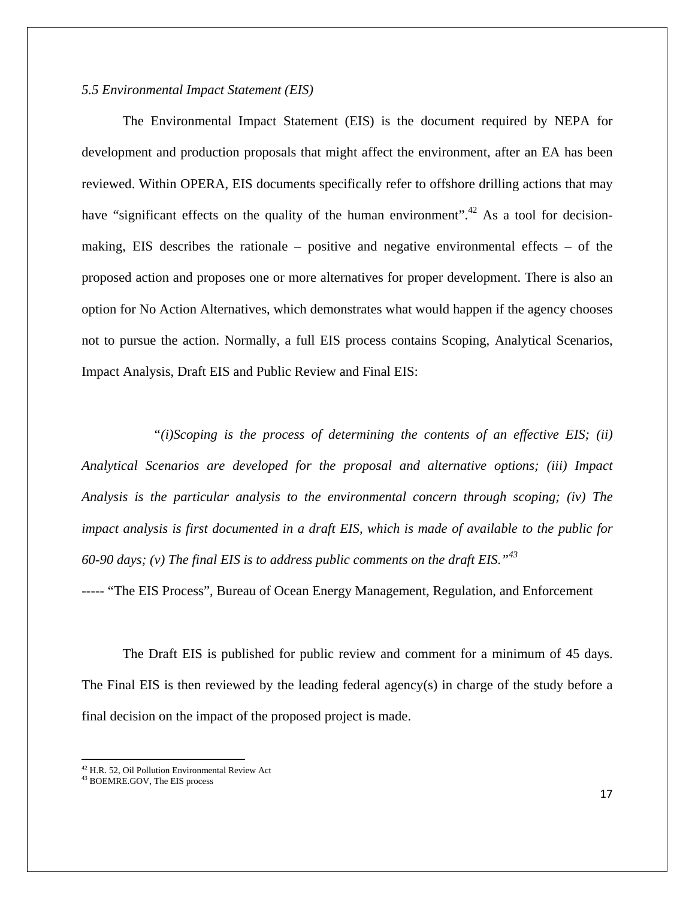### *5.5 Environmental Impact Statement (EIS)*

The Environmental Impact Statement (EIS) is the document required by NEPA for development and production proposals that might affect the environment, after an EA has been reviewed. Within OPERA, EIS documents specifically refer to offshore drilling actions that may have "significant effects on the quality of the human environment".[42] As a tool for decision-making, EIS describes the rationale – positive and negative environmental effects – of the proposed action and proposes one or more alternatives for proper development. There is also an option for No Action Alternatives, which demonstrates what would happen if the agency chooses not to pursue the action. Normally, a full EIS process contains Scoping, Analytical Scenarios, Impact Analysis, Draft EIS and Public Review and Final EIS:

> *"(i)Scoping is the process of determining the contents of an effective EIS; (ii) Analytical Scenarios are developed for the proposal and alternative options; (iii) Impact Analysis is the particular analysis to the environmental concern through scoping; (iv) The impact analysis is first documented in a draft EIS, which is made of available to the public for 60-90 days; (v) The final EIS is to address public comments on the draft EIS."*[43]

----- "The EIS Process", Bureau of Ocean Energy Management, Regulation, and Enforcement

The Draft EIS is published for public review and comment for a minimum of 45 days. The Final EIS is then reviewed by the leading federal agency(s) in charge of the study before a final decision on the impact of the proposed project is made.

---

[42] H.R. 52, Oil Pollution Environmental Review Act

[43] BOEMRE.GOV, The EIS process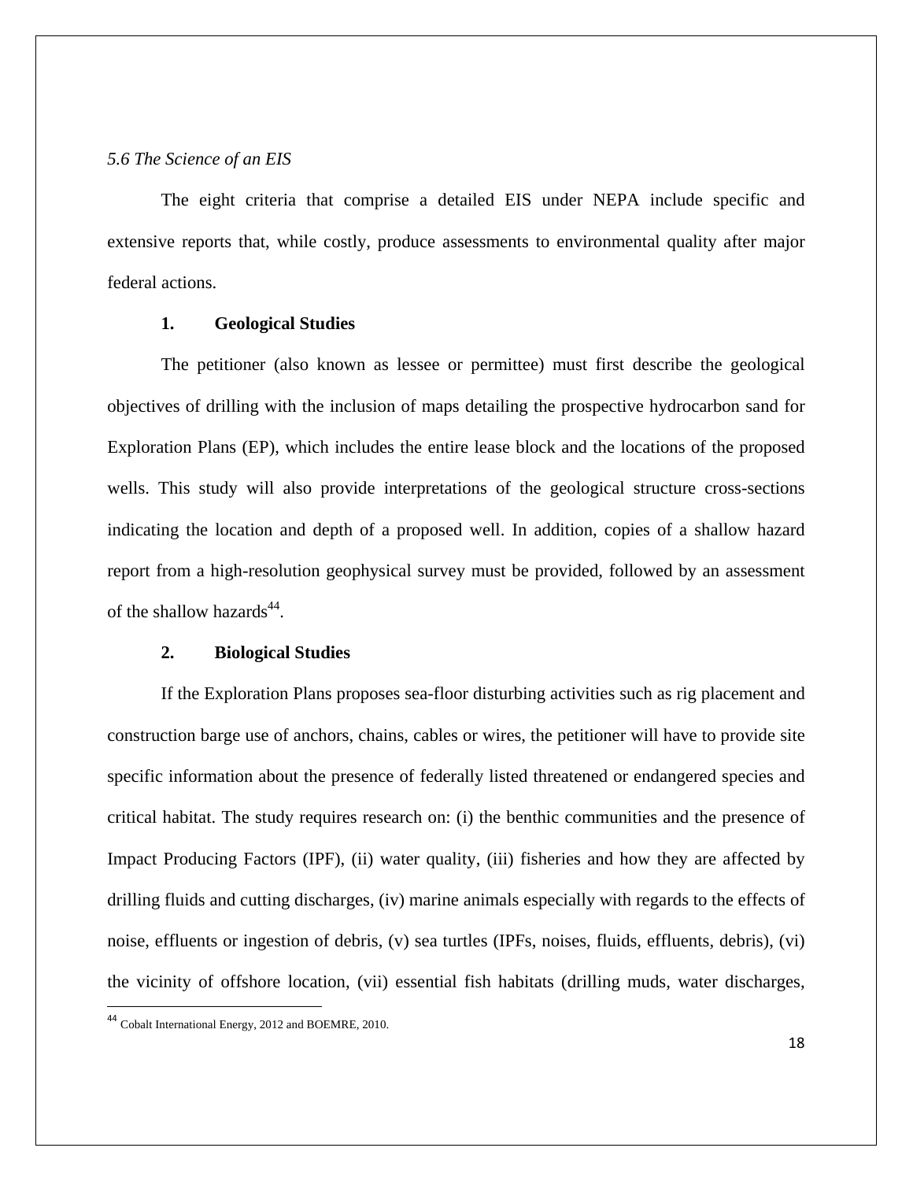*5.6 The Science of an EIS*

The eight criteria that comprise a detailed EIS under NEPA include specific and extensive reports that, while costly, produce assessments to environmental quality after major federal actions.

**1. Geological Studies**

The petitioner (also known as lessee or permittee) must first describe the geological objectives of drilling with the inclusion of maps detailing the prospective hydrocarbon sand for Exploration Plans (EP), which includes the entire lease block and the locations of the proposed wells. This study will also provide interpretations of the geological structure cross-sections indicating the location and depth of a proposed well. In addition, copies of a shallow hazard report from a high-resolution geophysical survey must be provided, followed by an assessment of the shallow hazards[44].

**2. Biological Studies**

If the Exploration Plans proposes sea-floor disturbing activities such as rig placement and construction barge use of anchors, chains, cables or wires, the petitioner will have to provide site specific information about the presence of federally listed threatened or endangered species and critical habitat. The study requires research on: (i) the benthic communities and the presence of Impact Producing Factors (IPF), (ii) water quality, (iii) fisheries and how they are affected by drilling fluids and cutting discharges, (iv) marine animals especially with regards to the effects of noise, effluents or ingestion of debris, (v) sea turtles (IPFs, noises, fluids, effluents, debris), (vi) the vicinity of offshore location, (vii) essential fish habitats (drilling muds, water discharges,

[44] Cobalt International Energy, 2012 and BOEMRE, 2010.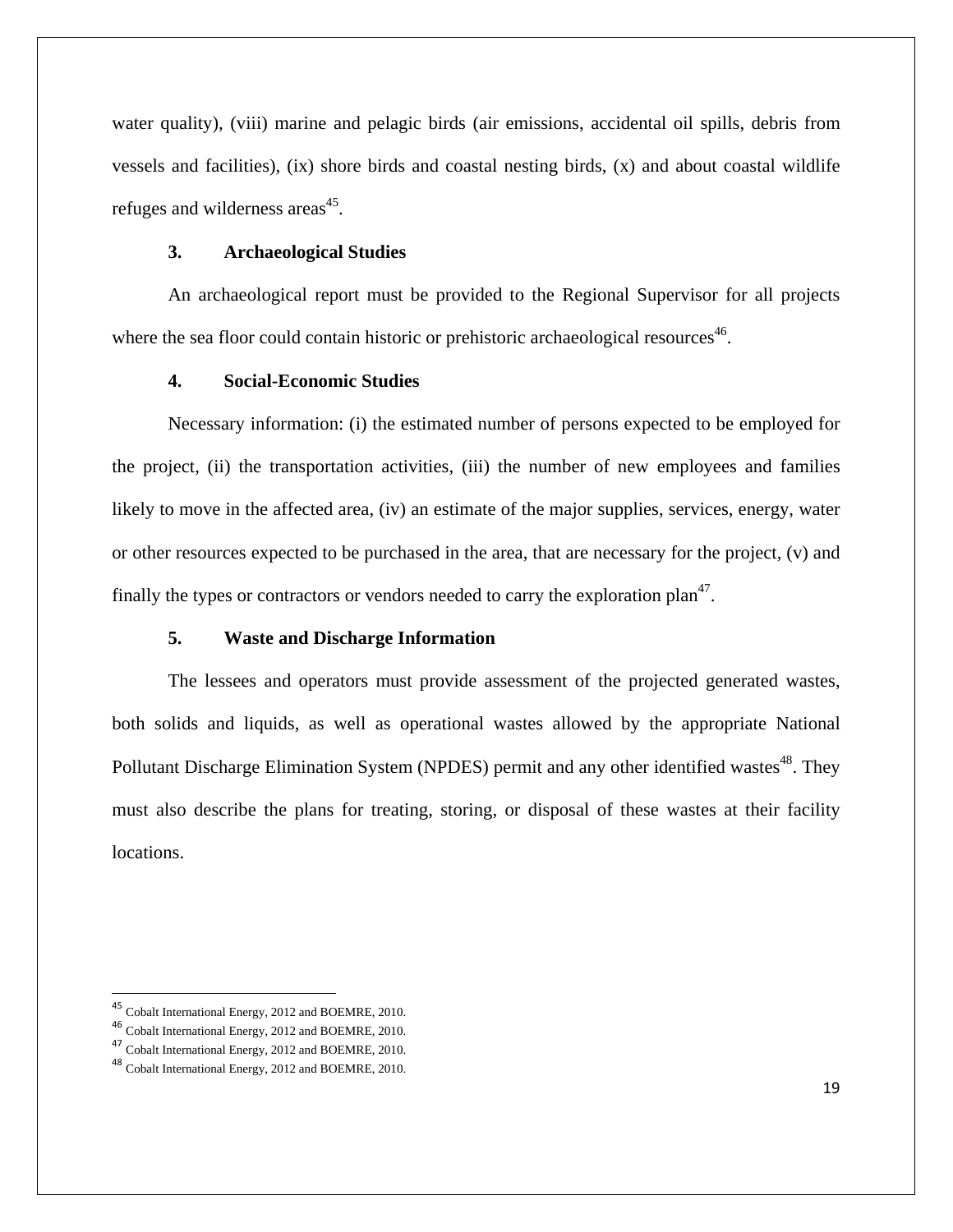water quality), (viii) marine and pelagic birds (air emissions, accidental oil spills, debris from vessels and facilities), (ix) shore birds and coastal nesting birds, (x) and about coastal wildlife refuges and wilderness areas[45].

### 3. Archaeological Studies

An archaeological report must be provided to the Regional Supervisor for all projects where the sea floor could contain historic or prehistoric archaeological resources[46].

### 4. Social-Economic Studies

Necessary information: (i) the estimated number of persons expected to be employed for the project, (ii) the transportation activities, (iii) the number of new employees and families likely to move in the affected area, (iv) an estimate of the major supplies, services, energy, water or other resources expected to be purchased in the area, that are necessary for the project, (v) and finally the types or contractors or vendors needed to carry the exploration plan[47].

### 5. Waste and Discharge Information

The lessees and operators must provide assessment of the projected generated wastes, both solids and liquids, as well as operational wastes allowed by the appropriate National Pollutant Discharge Elimination System (NPDES) permit and any other identified wastes[48]. They must also describe the plans for treating, storing, or disposal of these wastes at their facility locations.

---

[45] Cobalt International Energy, 2012 and BOEMRE, 2010.
[46] Cobalt International Energy, 2012 and BOEMRE, 2010.
[47] Cobalt International Energy, 2012 and BOEMRE, 2010.
[48] Cobalt International Energy, 2012 and BOEMRE, 2010.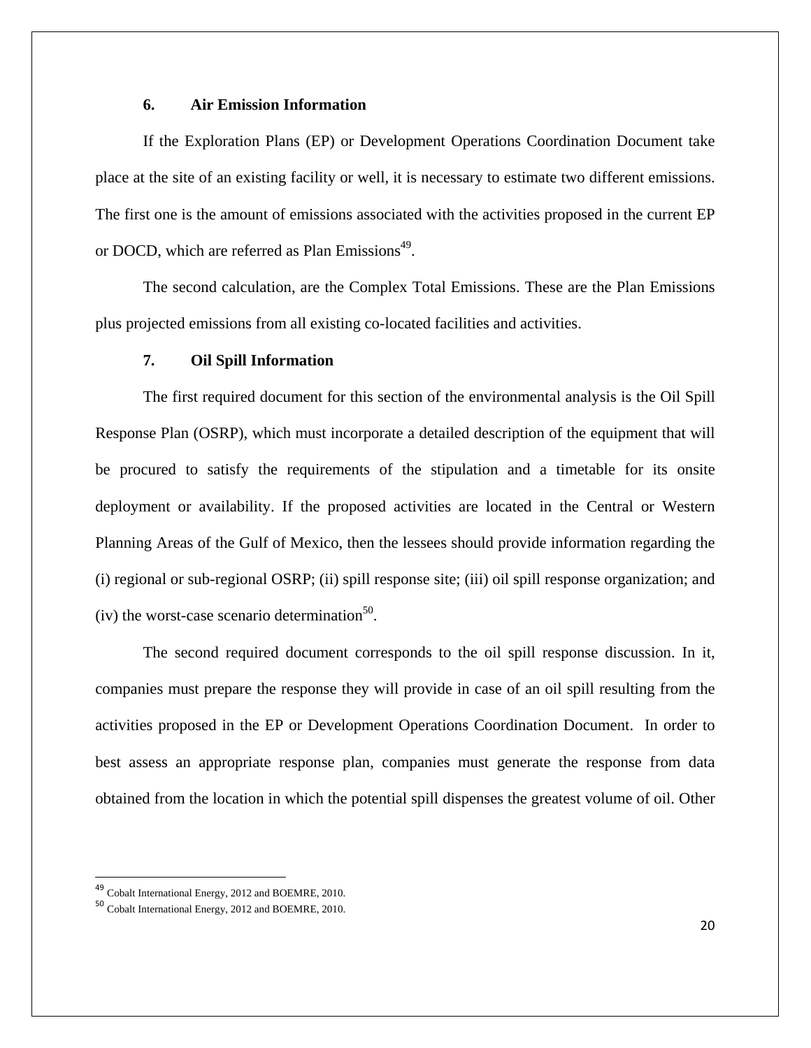### 6. Air Emission Information

If the Exploration Plans (EP) or Development Operations Coordination Document take place at the site of an existing facility or well, it is necessary to estimate two different emissions. The first one is the amount of emissions associated with the activities proposed in the current EP or DOCD, which are referred as Plan Emissions[49].

The second calculation, are the Complex Total Emissions. These are the Plan Emissions plus projected emissions from all existing co-located facilities and activities.

### 7. Oil Spill Information

The first required document for this section of the environmental analysis is the Oil Spill Response Plan (OSRP), which must incorporate a detailed description of the equipment that will be procured to satisfy the requirements of the stipulation and a timetable for its onsite deployment or availability. If the proposed activities are located in the Central or Western Planning Areas of the Gulf of Mexico, then the lessees should provide information regarding the (i) regional or sub-regional OSRP; (ii) spill response site; (iii) oil spill response organization; and (iv) the worst-case scenario determination[50].

The second required document corresponds to the oil spill response discussion. In it, companies must prepare the response they will provide in case of an oil spill resulting from the activities proposed in the EP or Development Operations Coordination Document. In order to best assess an appropriate response plan, companies must generate the response from data obtained from the location in which the potential spill dispenses the greatest volume of oil. Other

---

[49] Cobalt International Energy, 2012 and BOEMRE, 2010.

[50] Cobalt International Energy, 2012 and BOEMRE, 2010.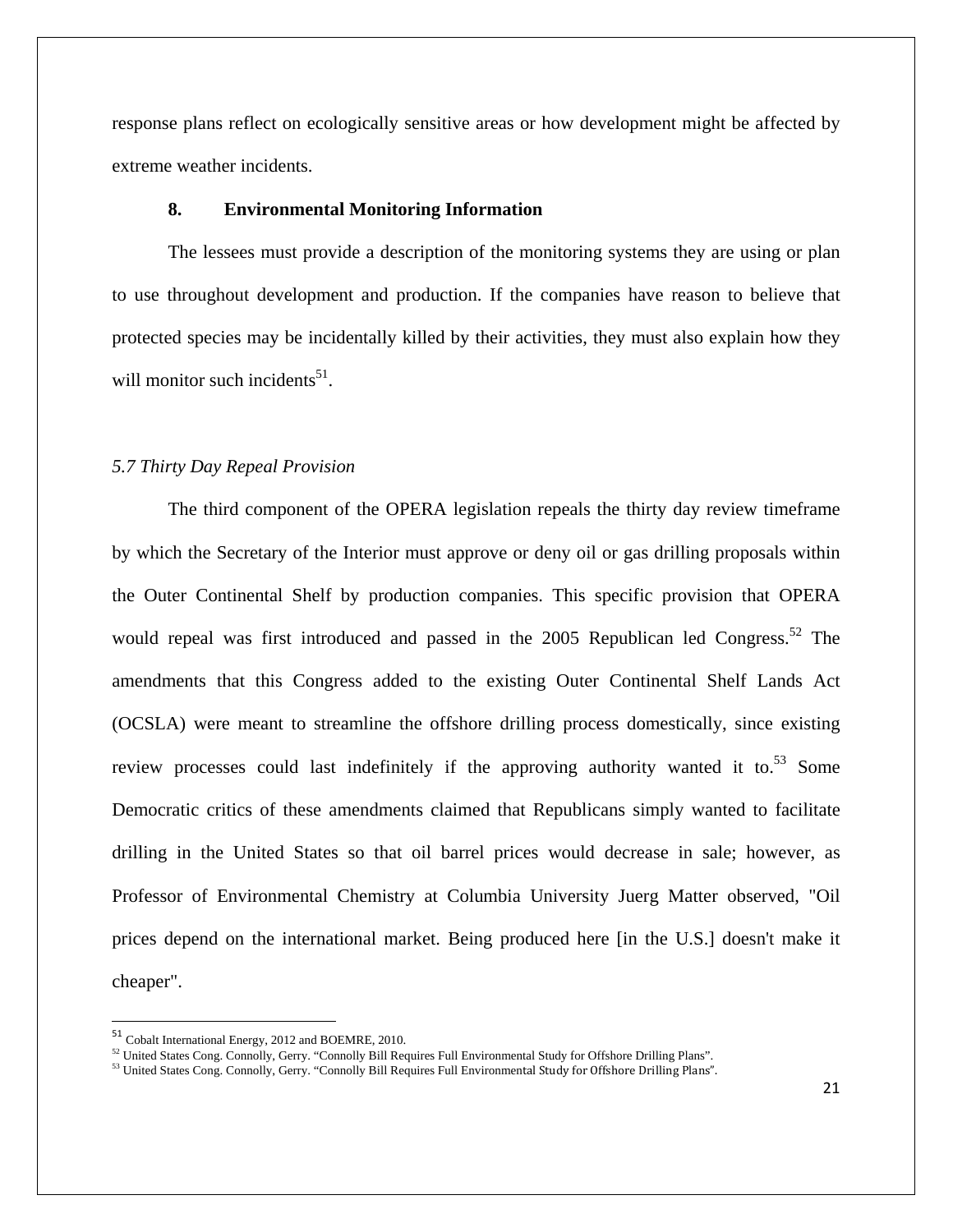response plans reflect on ecologically sensitive areas or how development might be affected by extreme weather incidents.

### 8. Environmental Monitoring Information

The lessees must provide a description of the monitoring systems they are using or plan to use throughout development and production. If the companies have reason to believe that protected species may be incidentally killed by their activities, they must also explain how they will monitor such incidents[51].

### *5.7 Thirty Day Repeal Provision*

The third component of the OPERA legislation repeals the thirty day review timeframe by which the Secretary of the Interior must approve or deny oil or gas drilling proposals within the Outer Continental Shelf by production companies. This specific provision that OPERA would repeal was first introduced and passed in the 2005 Republican led Congress.[52] The amendments that this Congress added to the existing Outer Continental Shelf Lands Act (OCSLA) were meant to streamline the offshore drilling process domestically, since existing review processes could last indefinitely if the approving authority wanted it to.[53] Some Democratic critics of these amendments claimed that Republicans simply wanted to facilitate drilling in the United States so that oil barrel prices would decrease in sale; however, as Professor of Environmental Chemistry at Columbia University Juerg Matter observed, "Oil prices depend on the international market. Being produced here [in the U.S.] doesn't make it cheaper".

---

[51] Cobalt International Energy, 2012 and BOEMRE, 2010.

[52] United States Cong. Connolly, Gerry. "Connolly Bill Requires Full Environmental Study for Offshore Drilling Plans".

[53] United States Cong. Connolly, Gerry. "Connolly Bill Requires Full Environmental Study for Offshore Drilling Plans".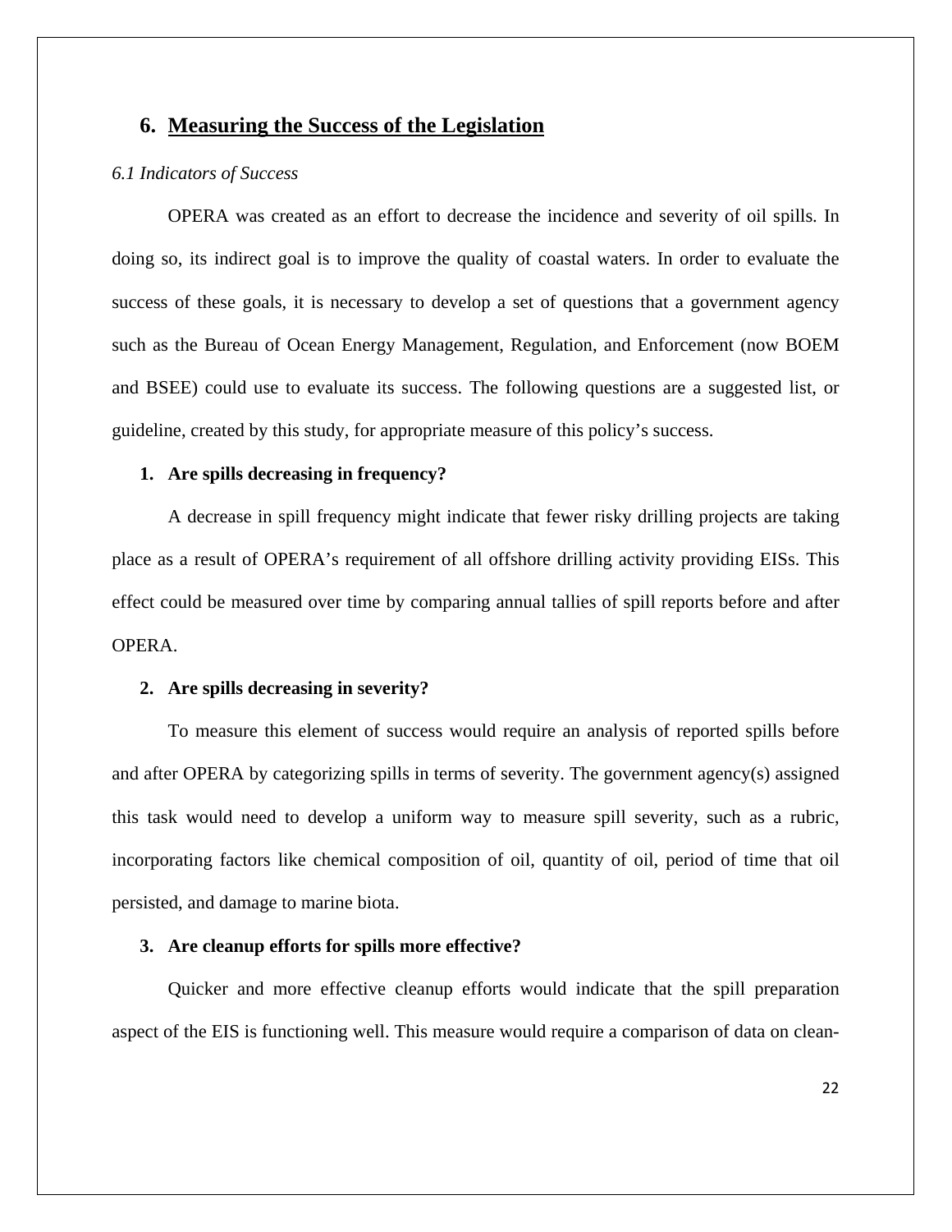## 6. Measuring the Success of the Legislation

*6.1 Indicators of Success*

OPERA was created as an effort to decrease the incidence and severity of oil spills. In doing so, its indirect goal is to improve the quality of coastal waters. In order to evaluate the success of these goals, it is necessary to develop a set of questions that a government agency such as the Bureau of Ocean Energy Management, Regulation, and Enforcement (now BOEM and BSEE) could use to evaluate its success. The following questions are a suggested list, or guideline, created by this study, for appropriate measure of this policy's success.

1. **Are spills decreasing in frequency?**

A decrease in spill frequency might indicate that fewer risky drilling projects are taking place as a result of OPERA's requirement of all offshore drilling activity providing EISs. This effect could be measured over time by comparing annual tallies of spill reports before and after OPERA.

2. **Are spills decreasing in severity?**

To measure this element of success would require an analysis of reported spills before and after OPERA by categorizing spills in terms of severity. The government agency(s) assigned this task would need to develop a uniform way to measure spill severity, such as a rubric, incorporating factors like chemical composition of oil, quantity of oil, period of time that oil persisted, and damage to marine biota.

3. **Are cleanup efforts for spills more effective?**

Quicker and more effective cleanup efforts would indicate that the spill preparation aspect of the EIS is functioning well. This measure would require a comparison of data on clean-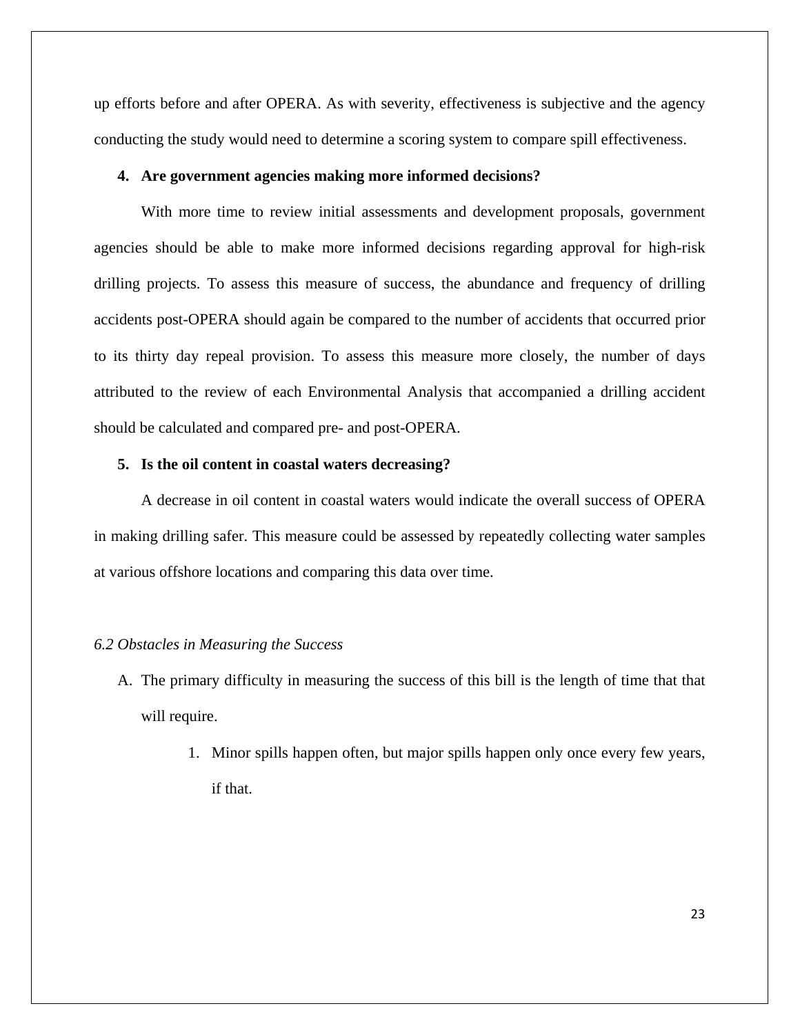up efforts before and after OPERA. As with severity, effectiveness is subjective and the agency conducting the study would need to determine a scoring system to compare spill effectiveness.

4. **Are government agencies making more informed decisions?**

With more time to review initial assessments and development proposals, government agencies should be able to make more informed decisions regarding approval for high-risk drilling projects. To assess this measure of success, the abundance and frequency of drilling accidents post-OPERA should again be compared to the number of accidents that occurred prior to its thirty day repeal provision. To assess this measure more closely, the number of days attributed to the review of each Environmental Analysis that accompanied a drilling accident should be calculated and compared pre- and post-OPERA.

5. **Is the oil content in coastal waters decreasing?**

A decrease in oil content in coastal waters would indicate the overall success of OPERA in making drilling safer. This measure could be assessed by repeatedly collecting water samples at various offshore locations and comparing this data over time.

*6.2 Obstacles in Measuring the Success*

A. The primary difficulty in measuring the success of this bill is the length of time that that will require.

    1. Minor spills happen often, but major spills happen only once every few years, if that.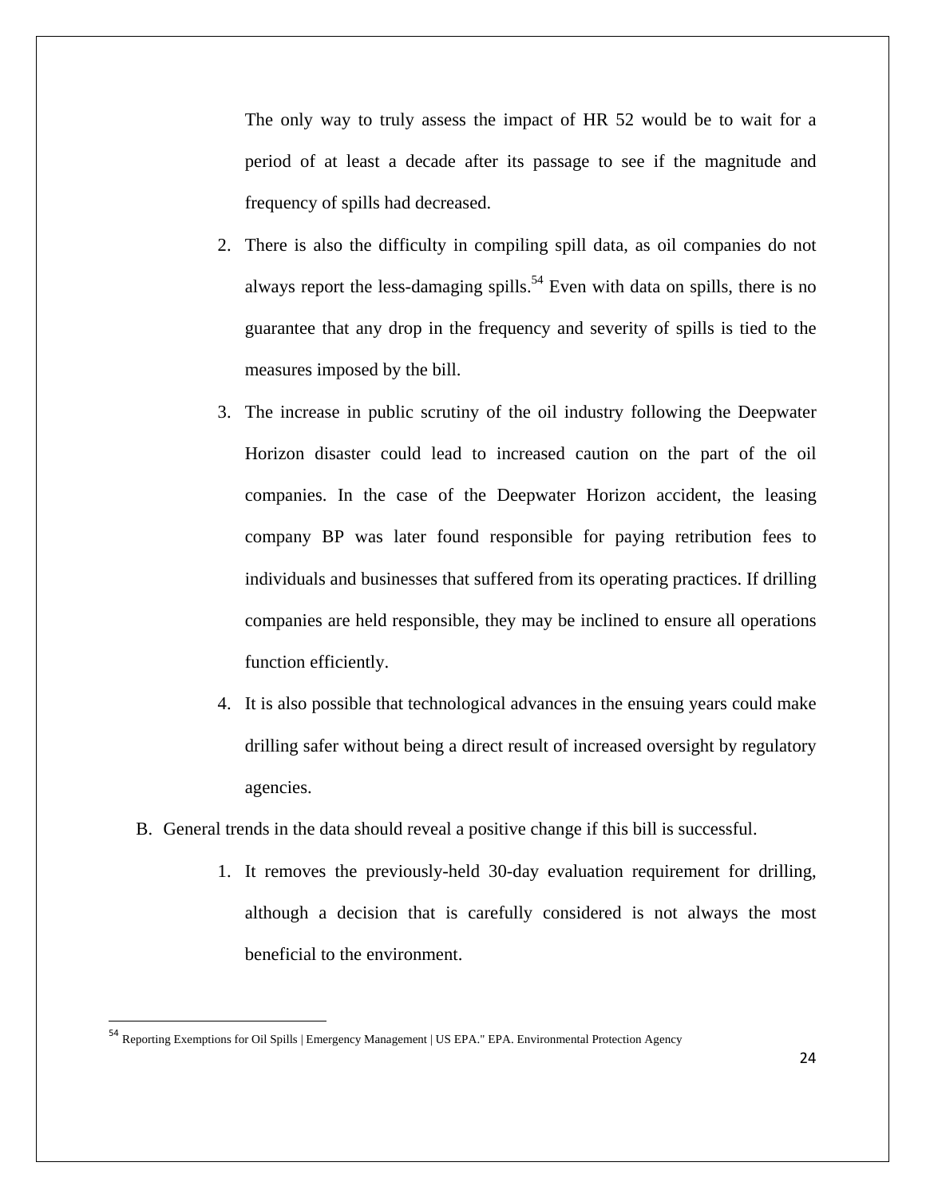The only way to truly assess the impact of HR 52 would be to wait for a period of at least a decade after its passage to see if the magnitude and frequency of spills had decreased.

2. There is also the difficulty in compiling spill data, as oil companies do not always report the less-damaging spills.[54] Even with data on spills, there is no guarantee that any drop in the frequency and severity of spills is tied to the measures imposed by the bill.

3. The increase in public scrutiny of the oil industry following the Deepwater Horizon disaster could lead to increased caution on the part of the oil companies. In the case of the Deepwater Horizon accident, the leasing company BP was later found responsible for paying retribution fees to individuals and businesses that suffered from its operating practices. If drilling companies are held responsible, they may be inclined to ensure all operations function efficiently.

4. It is also possible that technological advances in the ensuing years could make drilling safer without being a direct result of increased oversight by regulatory agencies.

B. General trends in the data should reveal a positive change if this bill is successful.

1. It removes the previously-held 30-day evaluation requirement for drilling, although a decision that is carefully considered is not always the most beneficial to the environment.

---

[54] Reporting Exemptions for Oil Spills | Emergency Management | US EPA." EPA. Environmental Protection Agency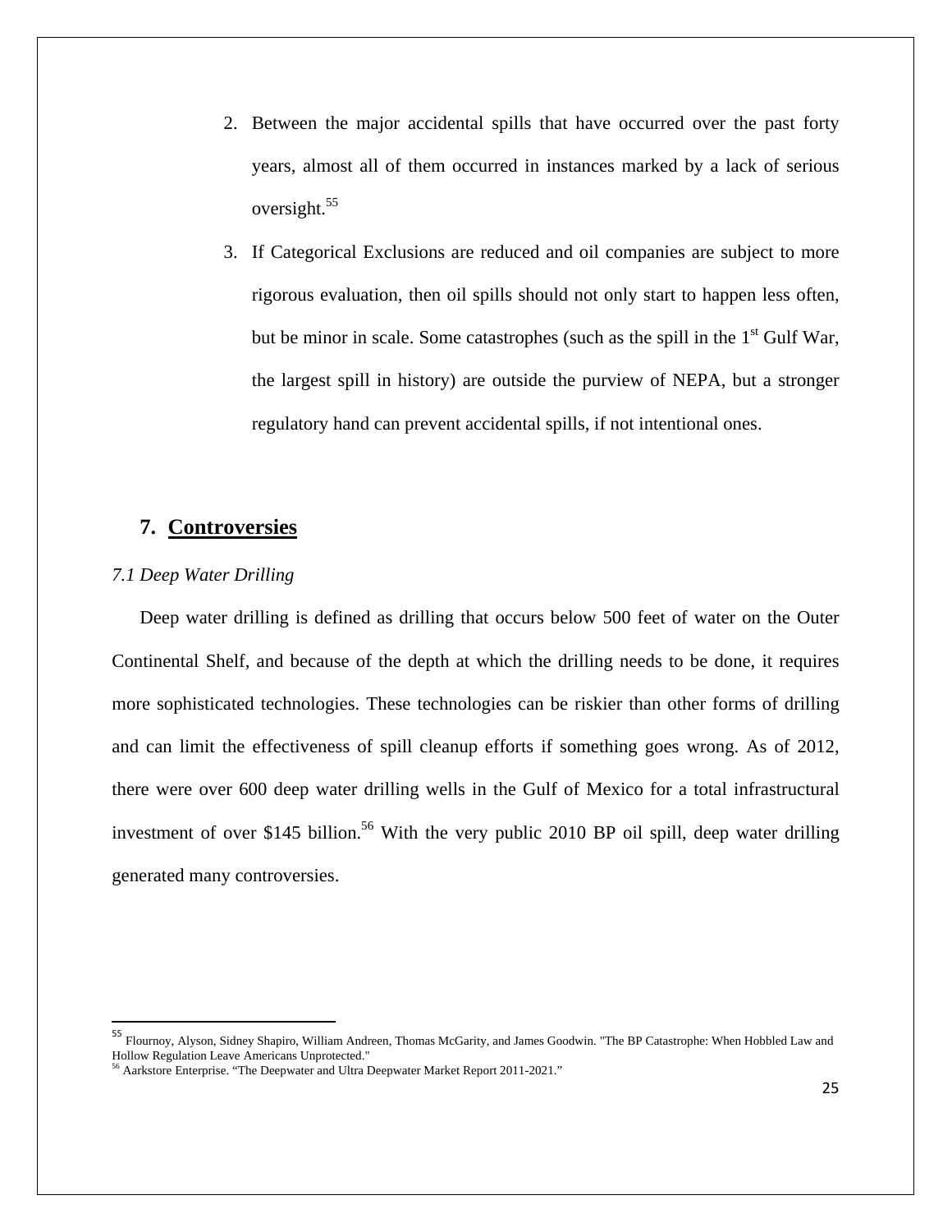2. Between the major accidental spills that have occurred over the past forty years, almost all of them occurred in instances marked by a lack of serious oversight.[55]

3. If Categorical Exclusions are reduced and oil companies are subject to more rigorous evaluation, then oil spills should not only start to happen less often, but be minor in scale. Some catastrophes (such as the spill in the 1st Gulf War, the largest spill in history) are outside the purview of NEPA, but a stronger regulatory hand can prevent accidental spills, if not intentional ones.

## 7. Controversies

### *7.1 Deep Water Drilling*

Deep water drilling is defined as drilling that occurs below 500 feet of water on the Outer Continental Shelf, and because of the depth at which the drilling needs to be done, it requires more sophisticated technologies. These technologies can be riskier than other forms of drilling and can limit the effectiveness of spill cleanup efforts if something goes wrong. As of 2012, there were over 600 deep water drilling wells in the Gulf of Mexico for a total infrastructural investment of over $145 billion.[56] With the very public 2010 BP oil spill, deep water drilling generated many controversies.

---

[55] Flournoy, Alyson, Sidney Shapiro, William Andreen, Thomas McGarity, and James Goodwin. "The BP Catastrophe: When Hobbled Law and Hollow Regulation Leave Americans Unprotected."

[56] Aarkstore Enterprise. "The Deepwater and Ultra Deepwater Market Report 2011-2021."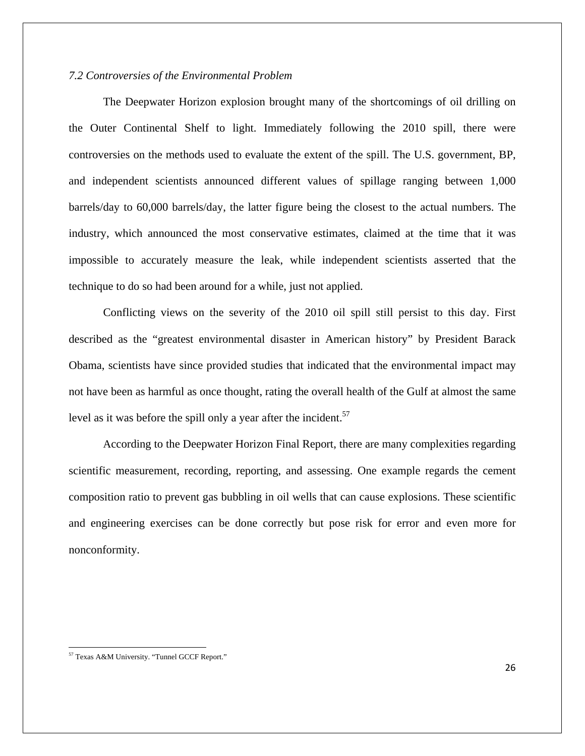*7.2 Controversies of the Environmental Problem*

The Deepwater Horizon explosion brought many of the shortcomings of oil drilling on the Outer Continental Shelf to light. Immediately following the 2010 spill, there were controversies on the methods used to evaluate the extent of the spill. The U.S. government, BP, and independent scientists announced different values of spillage ranging between 1,000 barrels/day to 60,000 barrels/day, the latter figure being the closest to the actual numbers. The industry, which announced the most conservative estimates, claimed at the time that it was impossible to accurately measure the leak, while independent scientists asserted that the technique to do so had been around for a while, just not applied.

Conflicting views on the severity of the 2010 oil spill still persist to this day. First described as the "greatest environmental disaster in American history" by President Barack Obama, scientists have since provided studies that indicated that the environmental impact may not have been as harmful as once thought, rating the overall health of the Gulf at almost the same level as it was before the spill only a year after the incident.[57]

According to the Deepwater Horizon Final Report, there are many complexities regarding scientific measurement, recording, reporting, and assessing. One example regards the cement composition ratio to prevent gas bubbling in oil wells that can cause explosions. These scientific and engineering exercises can be done correctly but pose risk for error and even more for nonconformity.

---

[57] Texas A&M University. "Tunnel GCCF Report."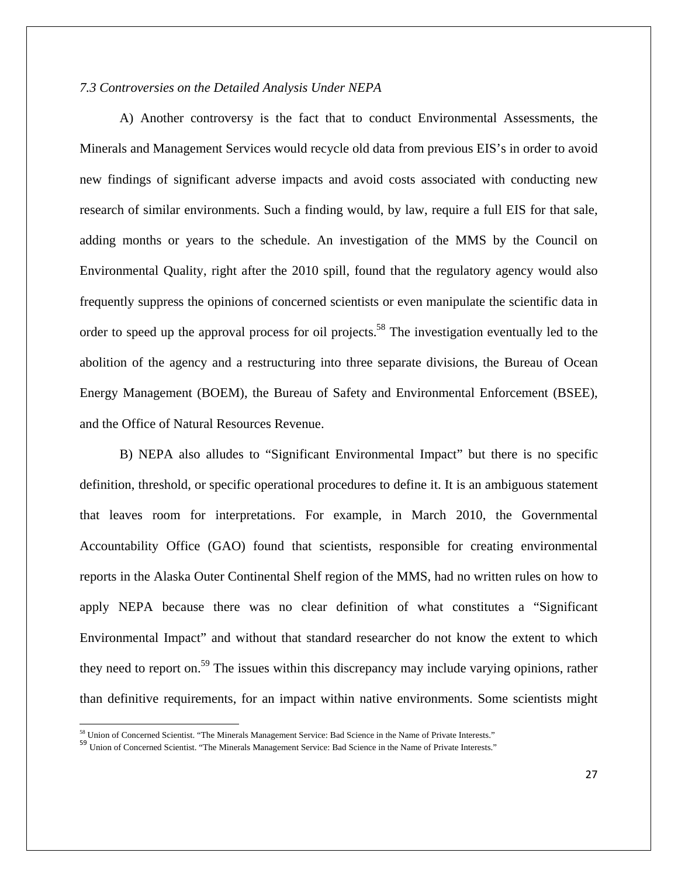*7.3 Controversies on the Detailed Analysis Under NEPA*

A) Another controversy is the fact that to conduct Environmental Assessments, the Minerals and Management Services would recycle old data from previous EIS's in order to avoid new findings of significant adverse impacts and avoid costs associated with conducting new research of similar environments. Such a finding would, by law, require a full EIS for that sale, adding months or years to the schedule. An investigation of the MMS by the Council on Environmental Quality, right after the 2010 spill, found that the regulatory agency would also frequently suppress the opinions of concerned scientists or even manipulate the scientific data in order to speed up the approval process for oil projects.[58] The investigation eventually led to the abolition of the agency and a restructuring into three separate divisions, the Bureau of Ocean Energy Management (BOEM), the Bureau of Safety and Environmental Enforcement (BSEE), and the Office of Natural Resources Revenue.

B) NEPA also alludes to "Significant Environmental Impact" but there is no specific definition, threshold, or specific operational procedures to define it. It is an ambiguous statement that leaves room for interpretations. For example, in March 2010, the Governmental Accountability Office (GAO) found that scientists, responsible for creating environmental reports in the Alaska Outer Continental Shelf region of the MMS, had no written rules on how to apply NEPA because there was no clear definition of what constitutes a "Significant Environmental Impact" and without that standard researcher do not know the extent to which they need to report on.[59] The issues within this discrepancy may include varying opinions, rather than definitive requirements, for an impact within native environments. Some scientists might

---

[58] Union of Concerned Scientist. "The Minerals Management Service: Bad Science in the Name of Private Interests."

[59] Union of Concerned Scientist. "The Minerals Management Service: Bad Science in the Name of Private Interests."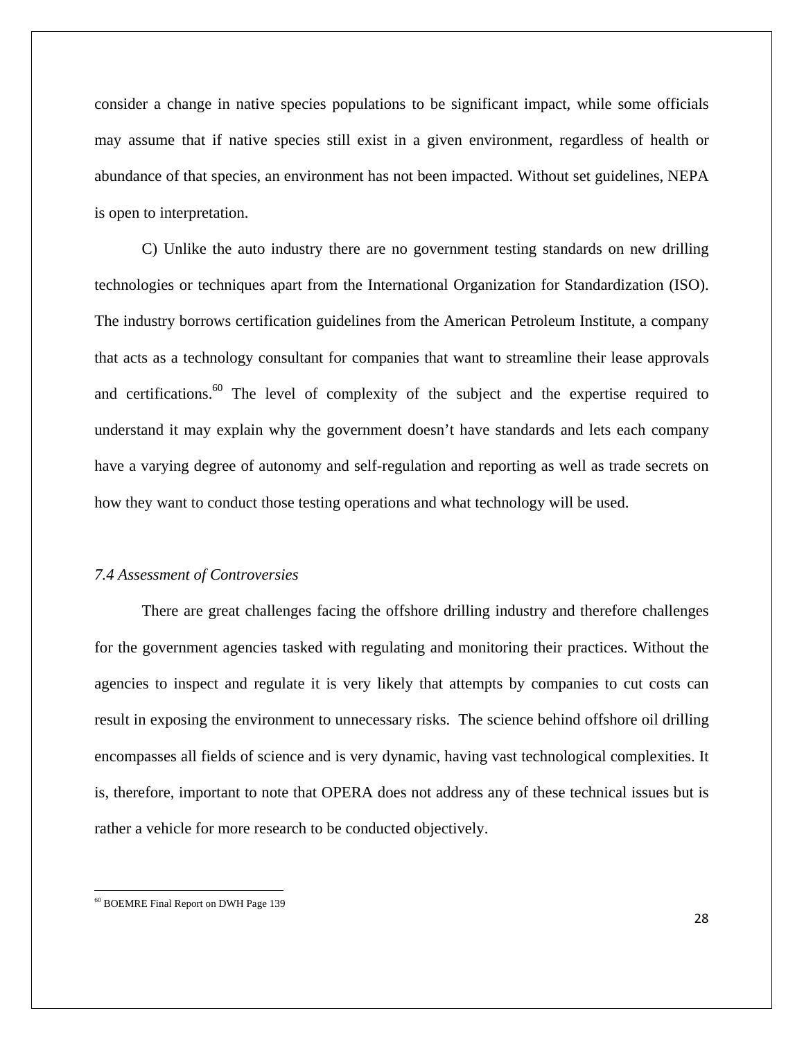consider a change in native species populations to be significant impact, while some officials may assume that if native species still exist in a given environment, regardless of health or abundance of that species, an environment has not been impacted. Without set guidelines, NEPA is open to interpretation.

C) Unlike the auto industry there are no government testing standards on new drilling technologies or techniques apart from the International Organization for Standardization (ISO). The industry borrows certification guidelines from the American Petroleum Institute, a company that acts as a technology consultant for companies that want to streamline their lease approvals and certifications.[60] The level of complexity of the subject and the expertise required to understand it may explain why the government doesn't have standards and lets each company have a varying degree of autonomy and self-regulation and reporting as well as trade secrets on how they want to conduct those testing operations and what technology will be used.

### *7.4 Assessment of Controversies*

There are great challenges facing the offshore drilling industry and therefore challenges for the government agencies tasked with regulating and monitoring their practices. Without the agencies to inspect and regulate it is very likely that attempts by companies to cut costs can result in exposing the environment to unnecessary risks. The science behind offshore oil drilling encompasses all fields of science and is very dynamic, having vast technological complexities. It is, therefore, important to note that OPERA does not address any of these technical issues but is rather a vehicle for more research to be conducted objectively.

---

[60] BOEMRE Final Report on DWH Page 139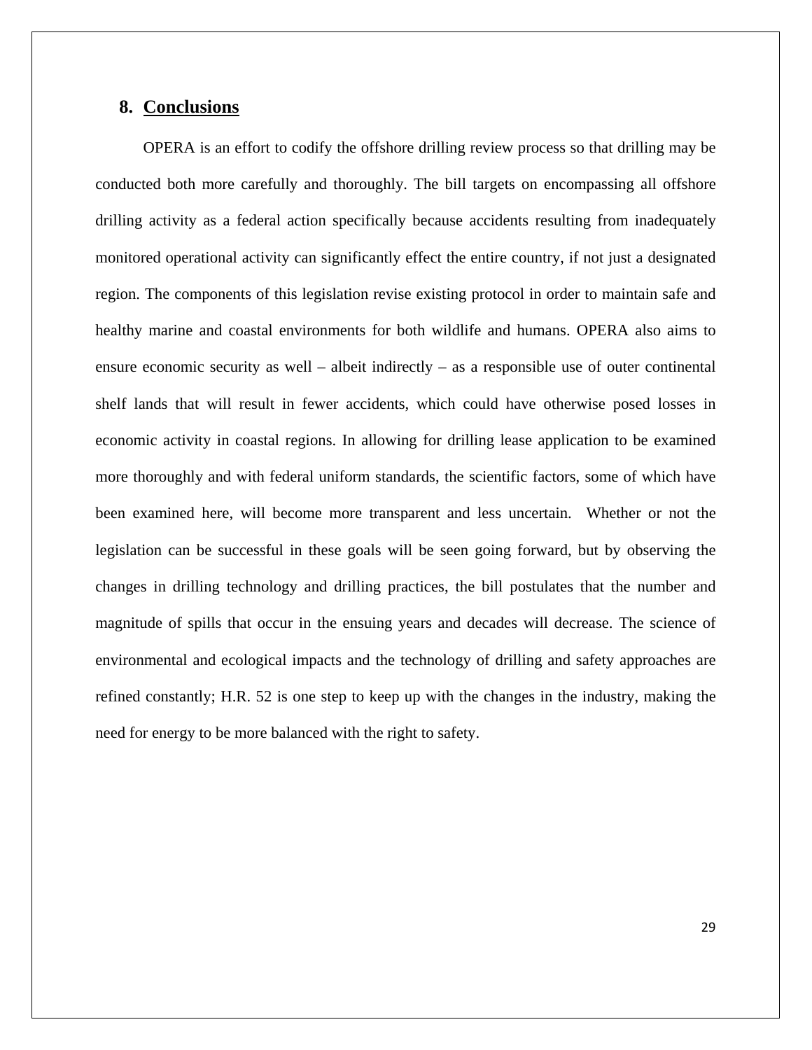## 8. Conclusions

OPERA is an effort to codify the offshore drilling review process so that drilling may be conducted both more carefully and thoroughly. The bill targets on encompassing all offshore drilling activity as a federal action specifically because accidents resulting from inadequately monitored operational activity can significantly effect the entire country, if not just a designated region. The components of this legislation revise existing protocol in order to maintain safe and healthy marine and coastal environments for both wildlife and humans. OPERA also aims to ensure economic security as well – albeit indirectly – as a responsible use of outer continental shelf lands that will result in fewer accidents, which could have otherwise posed losses in economic activity in coastal regions. In allowing for drilling lease application to be examined more thoroughly and with federal uniform standards, the scientific factors, some of which have been examined here, will become more transparent and less uncertain. Whether or not the legislation can be successful in these goals will be seen going forward, but by observing the changes in drilling technology and drilling practices, the bill postulates that the number and magnitude of spills that occur in the ensuing years and decades will decrease. The science of environmental and ecological impacts and the technology of drilling and safety approaches are refined constantly; H.R. 52 is one step to keep up with the changes in the industry, making the need for energy to be more balanced with the right to safety.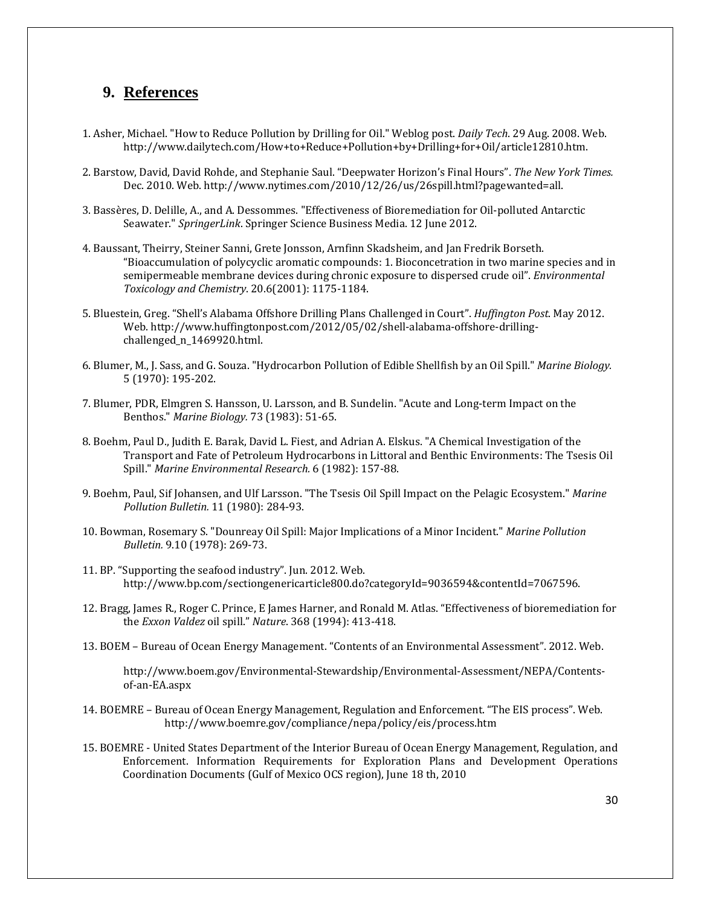## 9. References

1. Asher, Michael. "How to Reduce Pollution by Drilling for Oil." Weblog post. *Daily Tech*. 29 Aug. 2008. Web. http://www.dailytech.com/How+to+Reduce+Pollution+by+Drilling+for+Oil/article12810.htm.

2. Barstow, David, David Rohde, and Stephanie Saul. "Deepwater Horizon's Final Hours". *The New York Times.* Dec. 2010. Web. http://www.nytimes.com/2010/12/26/us/26spill.html?pagewanted=all.

3. Bassères, D. Delille, A., and A. Dessommes. "Effectiveness of Bioremediation for Oil-polluted Antarctic Seawater." *SpringerLink*. Springer Science Business Media. 12 June 2012.

4. Baussant, Theirry, Steiner Sanni, Grete Jonsson, Arnfinn Skadsheim, and Jan Fredrik Borseth. "Bioaccumulation of polycyclic aromatic compounds: 1. Bioconcetration in two marine species and in semipermeable membrane devices during chronic exposure to dispersed crude oil". *Environmental Toxicology and Chemistry*. 20.6(2001): 1175-1184.

5. Bluestein, Greg. "Shell's Alabama Offshore Drilling Plans Challenged in Court". *Huffington Post*. May 2012. Web. http://www.huffingtonpost.com/2012/05/02/shell-alabama-offshore-drilling-challenged_n_1469920.html.

6. Blumer, M., J. Sass, and G. Souza. "Hydrocarbon Pollution of Edible Shellfish by an Oil Spill." *Marine Biology.* 5 (1970): 195-202.

7. Blumer, PDR, Elmgren S. Hansson, U. Larsson, and B. Sundelin. "Acute and Long-term Impact on the Benthos." *Marine Biology.* 73 (1983): 51-65.

8. Boehm, Paul D., Judith E. Barak, David L. Fiest, and Adrian A. Elskus. "A Chemical Investigation of the Transport and Fate of Petroleum Hydrocarbons in Littoral and Benthic Environments: The Tsesis Oil Spill." *Marine Environmental Research.* 6 (1982): 157-88.

9. Boehm, Paul, Sif Johansen, and Ulf Larsson. "The Tsesis Oil Spill Impact on the Pelagic Ecosystem." *Marine Pollution Bulletin.* 11 (1980): 284-93.

10. Bowman, Rosemary S. "Dounreay Oil Spill: Major Implications of a Minor Incident." *Marine Pollution Bulletin.* 9.10 (1978): 269-73.

11. BP. "Supporting the seafood industry". Jun. 2012. Web. http://www.bp.com/sectiongenericarticle800.do?categoryId=9036594&contentId=7067596.

12. Bragg, James R., Roger C. Prince, E James Harner, and Ronald M. Atlas. "Effectiveness of bioremediation for the *Exxon Valdez* oil spill." *Nature*. 368 (1994): 413-418.

13. BOEM – Bureau of Ocean Energy Management. "Contents of an Environmental Assessment". 2012. Web.

    http://www.boem.gov/Environmental-Stewardship/Environmental-Assessment/NEPA/Contents-of-an-EA.aspx

14. BOEMRE – Bureau of Ocean Energy Management, Regulation and Enforcement. "The EIS process". Web. http://www.boemre.gov/compliance/nepa/policy/eis/process.htm

15. BOEMRE - United States Department of the Interior Bureau of Ocean Energy Management, Regulation, and Enforcement. Information Requirements for Exploration Plans and Development Operations Coordination Documents (Gulf of Mexico OCS region), June 18 th, 2010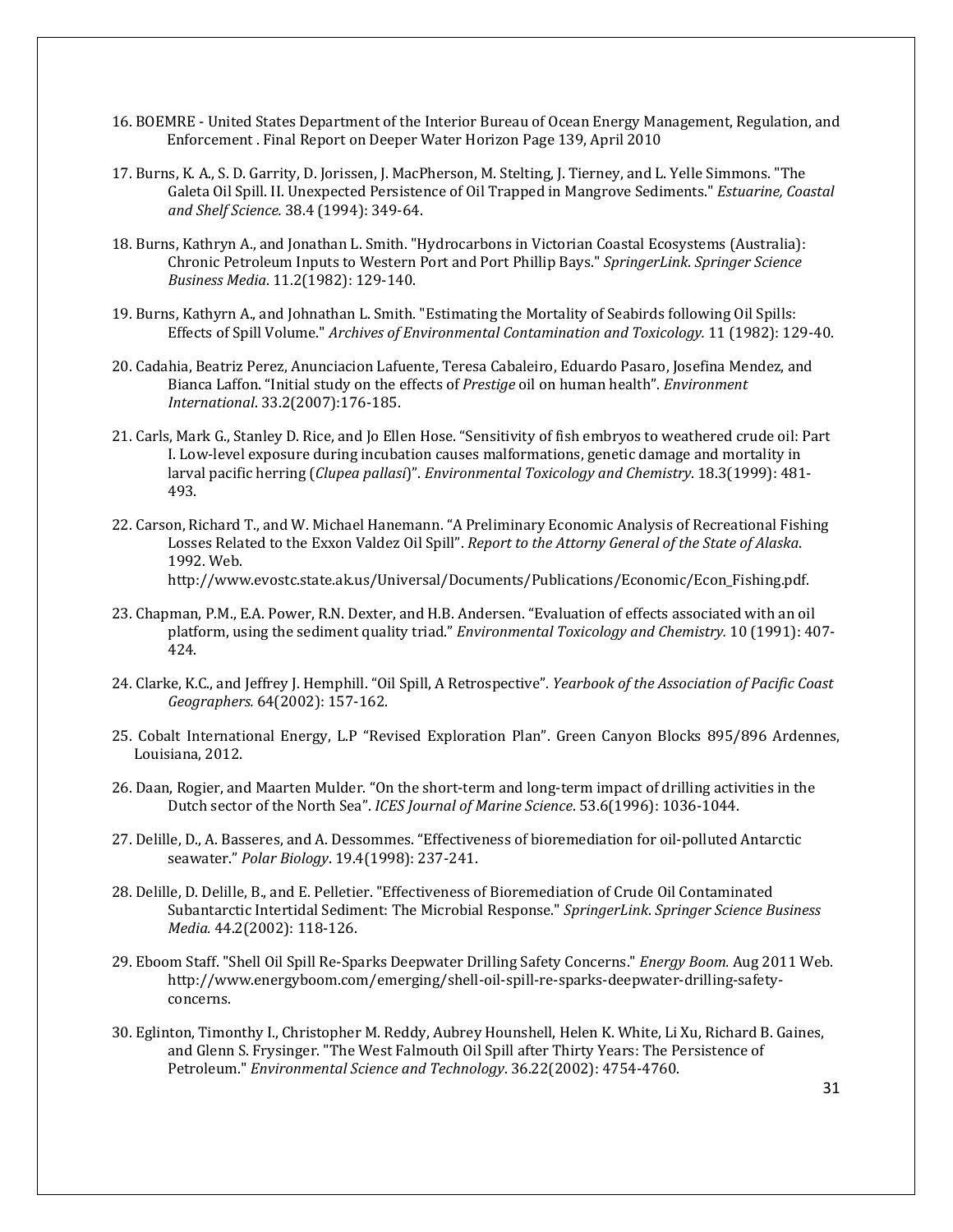16. BOEMRE - United States Department of the Interior Bureau of Ocean Energy Management, Regulation, and Enforcement . Final Report on Deeper Water Horizon Page 139, April 2010

17. Burns, K. A., S. D. Garrity, D. Jorissen, J. MacPherson, M. Stelting, J. Tierney, and L. Yelle Simmons. "The Galeta Oil Spill. II. Unexpected Persistence of Oil Trapped in Mangrove Sediments." *Estuarine, Coastal and Shelf Science.* 38.4 (1994): 349-64.

18. Burns, Kathryn A., and Jonathan L. Smith. "Hydrocarbons in Victorian Coastal Ecosystems (Australia): Chronic Petroleum Inputs to Western Port and Port Phillip Bays." *SpringerLink*. *Springer Science Business Media*. 11.2(1982): 129-140.

19. Burns, Kathyrn A., and Johnathan L. Smith. "Estimating the Mortality of Seabirds following Oil Spills: Effects of Spill Volume." *Archives of Environmental Contamination and Toxicology.* 11 (1982): 129-40.

20. Cadahia, Beatriz Perez, Anunciacion Lafuente, Teresa Cabaleiro, Eduardo Pasaro, Josefina Mendez, and Bianca Laffon. "Initial study on the effects of *Prestige* oil on human health". *Environment International*. 33.2(2007):176-185.

21. Carls, Mark G., Stanley D. Rice, and Jo Ellen Hose. "Sensitivity of fish embryos to weathered crude oil: Part I. Low-level exposure during incubation causes malformations, genetic damage and mortality in larval pacific herring (*Clupea pallasi*)". *Environmental Toxicology and Chemistry*. 18.3(1999): 481-493.

22. Carson, Richard T., and W. Michael Hanemann. "A Preliminary Economic Analysis of Recreational Fishing Losses Related to the Exxon Valdez Oil Spill". *Report to the Attorny General of the State of Alaska*. 1992. Web. http://www.evostc.state.ak.us/Universal/Documents/Publications/Economic/Econ_Fishing.pdf.

23. Chapman, P.M., E.A. Power, R.N. Dexter, and H.B. Andersen. "Evaluation of effects associated with an oil platform, using the sediment quality triad." *Environmental Toxicology and Chemistry.* 10 (1991): 407-424.

24. Clarke, K.C., and Jeffrey J. Hemphill. "Oil Spill, A Retrospective". *Yearbook of the Association of Pacific Coast Geographers.* 64(2002): 157-162.

25. Cobalt International Energy, L.P "Revised Exploration Plan". Green Canyon Blocks 895/896 Ardennes, Louisiana, 2012.

26. Daan, Rogier, and Maarten Mulder. "On the short-term and long-term impact of drilling activities in the Dutch sector of the North Sea". *ICES Journal of Marine Science*. 53.6(1996): 1036-1044.

27. Delille, D., A. Basseres, and A. Dessommes. "Effectiveness of bioremediation for oil-polluted Antarctic seawater." *Polar Biology*. 19.4(1998): 237-241.

28. Delille, D. Delille, B., and E. Pelletier. "Effectiveness of Bioremediation of Crude Oil Contaminated Subantarctic Intertidal Sediment: The Microbial Response." *SpringerLink*. *Springer Science Business Media.* 44.2(2002): 118-126.

29. Eboom Staff. "Shell Oil Spill Re-Sparks Deepwater Drilling Safety Concerns." *Energy Boom.* Aug 2011 Web. http://www.energyboom.com/emerging/shell-oil-spill-re-sparks-deepwater-drilling-safety-concerns.

30. Eglinton, Timonthy I., Christopher M. Reddy, Aubrey Hounshell, Helen K. White, Li Xu, Richard B. Gaines, and Glenn S. Frysinger. "The West Falmouth Oil Spill after Thirty Years: The Persistence of Petroleum." *Environmental Science and Technology*. 36.22(2002): 4754-4760.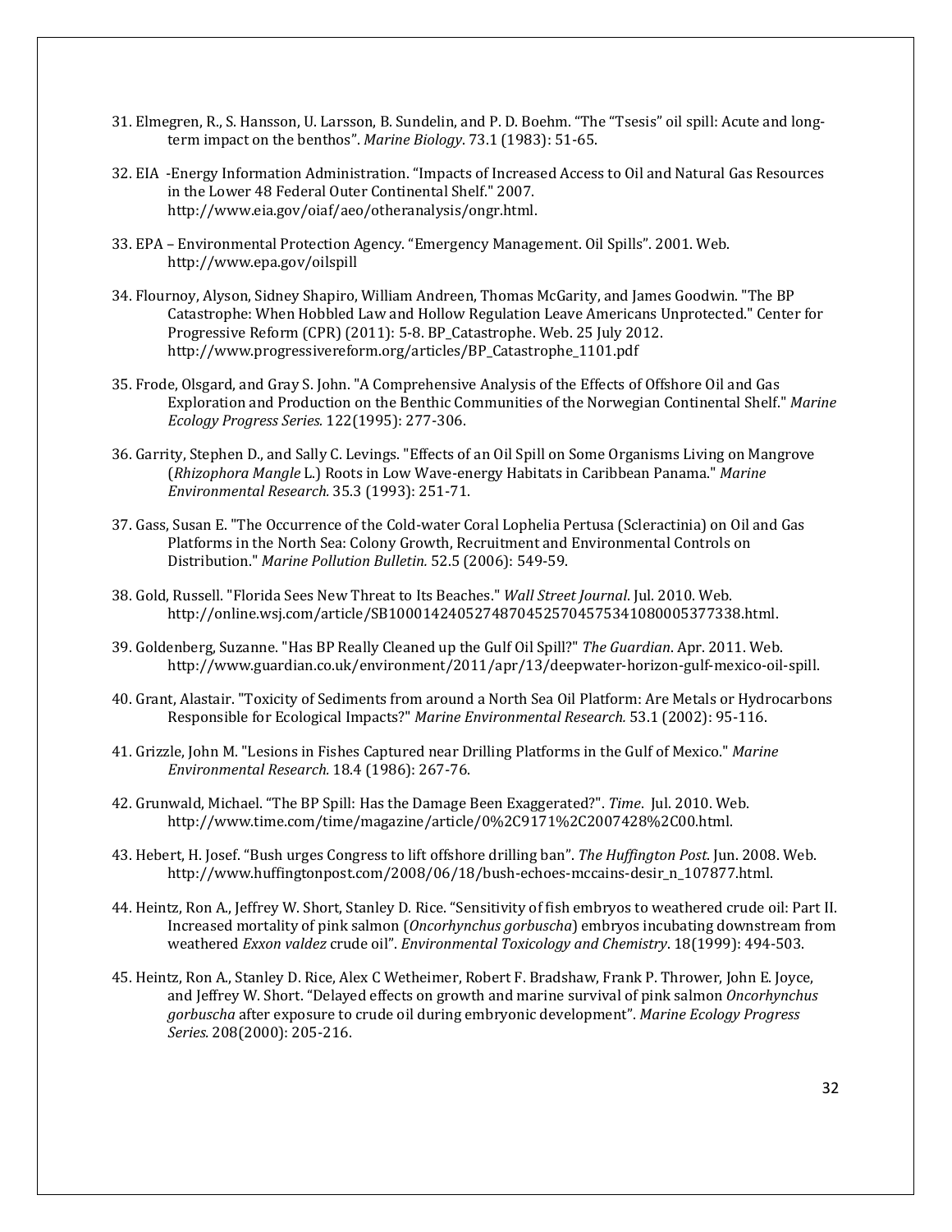31. Elmegren, R., S. Hansson, U. Larsson, B. Sundelin, and P. D. Boehm. “The “Tsesis” oil spill: Acute and long-term impact on the benthos”. *Marine Biology*. 73.1 (1983): 51-65.

32. EIA -Energy Information Administration. “Impacts of Increased Access to Oil and Natural Gas Resources in the Lower 48 Federal Outer Continental Shelf." 2007. http://www.eia.gov/oiaf/aeo/otheranalysis/ongr.html.

33. EPA – Environmental Protection Agency. “Emergency Management. Oil Spills”. 2001. Web. http://www.epa.gov/oilspill

34. Flournoy, Alyson, Sidney Shapiro, William Andreen, Thomas McGarity, and James Goodwin. "The BP Catastrophe: When Hobbled Law and Hollow Regulation Leave Americans Unprotected." Center for Progressive Reform (CPR) (2011): 5-8. BP_Catastrophe. Web. 25 July 2012. http://www.progressivereform.org/articles/BP_Catastrophe_1101.pdf

35. Frode, Olsgard, and Gray S. John. "A Comprehensive Analysis of the Effects of Offshore Oil and Gas Exploration and Production on the Benthic Communities of the Norwegian Continental Shelf." *Marine Ecology Progress Series.* 122(1995): 277-306.

36. Garrity, Stephen D., and Sally C. Levings. "Effects of an Oil Spill on Some Organisms Living on Mangrove (*Rhizophora Mangle* L.) Roots in Low Wave-energy Habitats in Caribbean Panama." *Marine Environmental Research.* 35.3 (1993): 251-71.

37. Gass, Susan E. "The Occurrence of the Cold-water Coral Lophelia Pertusa (Scleractinia) on Oil and Gas Platforms in the North Sea: Colony Growth, Recruitment and Environmental Controls on Distribution." *Marine Pollution Bulletin.* 52.5 (2006): 549-59.

38. Gold, Russell. "Florida Sees New Threat to Its Beaches." *Wall Street Journal*. Jul. 2010. Web. http://online.wsj.com/article/SB10001424052748704525704575341080005377338.html.

39. Goldenberg, Suzanne. "Has BP Really Cleaned up the Gulf Oil Spill?" *The Guardian*. Apr. 2011. Web. http://www.guardian.co.uk/environment/2011/apr/13/deepwater-horizon-gulf-mexico-oil-spill.

40. Grant, Alastair. "Toxicity of Sediments from around a North Sea Oil Platform: Are Metals or Hydrocarbons Responsible for Ecological Impacts?" *Marine Environmental Research.* 53.1 (2002): 95-116.

41. Grizzle, John M. "Lesions in Fishes Captured near Drilling Platforms in the Gulf of Mexico." *Marine Environmental Research.* 18.4 (1986): 267-76.

42. Grunwald, Michael. “The BP Spill: Has the Damage Been Exaggerated?". *Time*. Jul. 2010. Web. http://www.time.com/time/magazine/article/0%2C9171%2C2007428%2C00.html.

43. Hebert, H. Josef. “Bush urges Congress to lift offshore drilling ban”. *The Huffington Post*. Jun. 2008. Web. http://www.huffingtonpost.com/2008/06/18/bush-echoes-mccains-desir_n_107877.html.

44. Heintz, Ron A., Jeffrey W. Short, Stanley D. Rice. “Sensitivity of fish embryos to weathered crude oil: Part II. Increased mortality of pink salmon (*Oncorhynchus gorbuscha*) embryos incubating downstream from weathered *Exxon valdez* crude oil”. *Environmental Toxicology and Chemistry*. 18(1999): 494-503.

45. Heintz, Ron A., Stanley D. Rice, Alex C Wetheimer, Robert F. Bradshaw, Frank P. Thrower, John E. Joyce, and Jeffrey W. Short. “Delayed effects on growth and marine survival of pink salmon *Oncorhynchus gorbuscha* after exposure to crude oil during embryonic development”. *Marine Ecology Progress Series.* 208(2000): 205-216.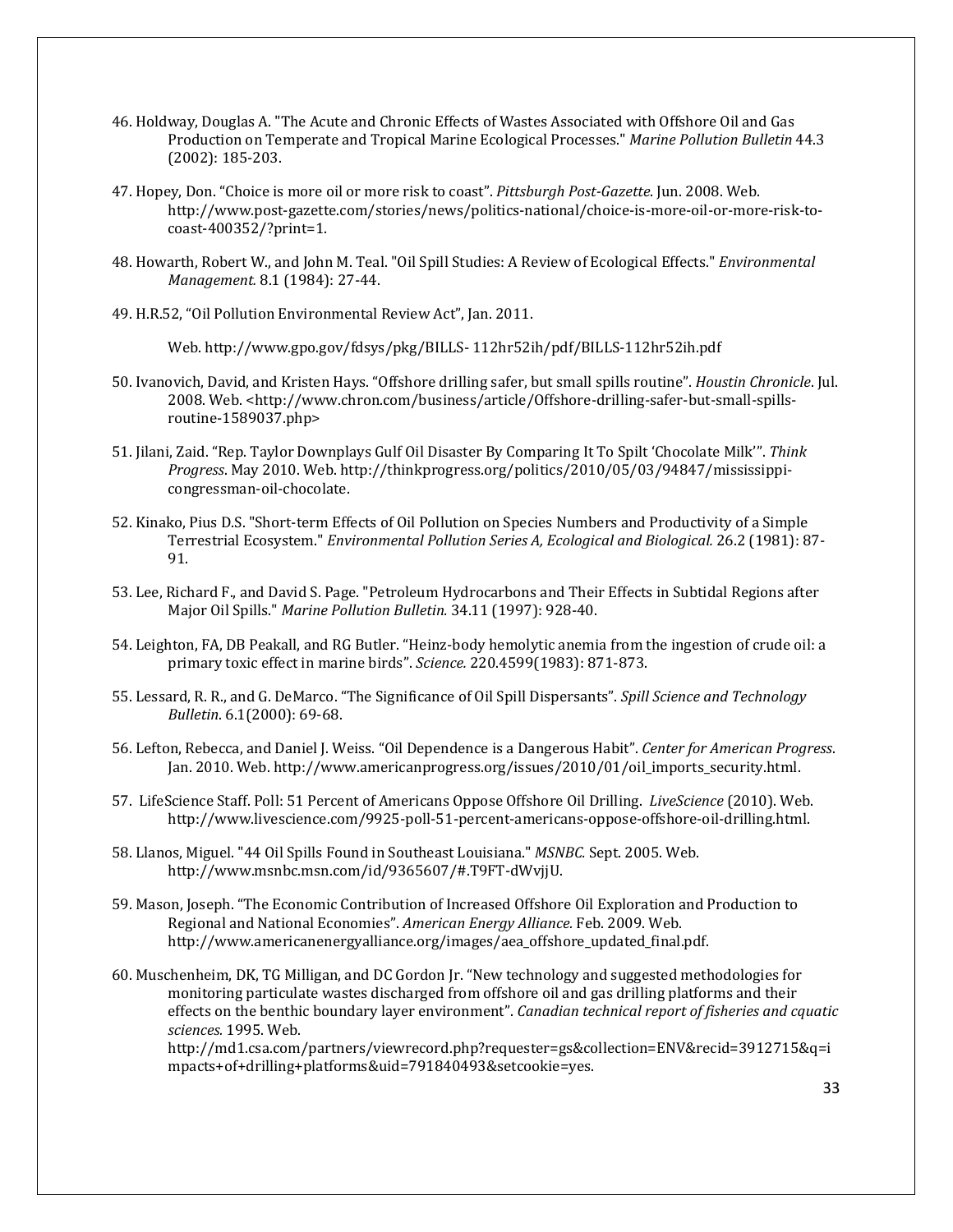46. Holdway, Douglas A. "The Acute and Chronic Effects of Wastes Associated with Offshore Oil and Gas Production on Temperate and Tropical Marine Ecological Processes." *Marine Pollution Bulletin* 44.3 (2002): 185-203.

47. Hopey, Don. "Choice is more oil or more risk to coast". *Pittsburgh Post-Gazette.* Jun. 2008. Web. http://www.post-gazette.com/stories/news/politics-national/choice-is-more-oil-or-more-risk-to-coast-400352/?print=1.

48. Howarth, Robert W., and John M. Teal. "Oil Spill Studies: A Review of Ecological Effects." *Environmental Management.* 8.1 (1984): 27-44.

49. H.R.52, "Oil Pollution Environmental Review Act", Jan. 2011.

    Web. http://www.gpo.gov/fdsys/pkg/BILLS- 112hr52ih/pdf/BILLS-112hr52ih.pdf

50. Ivanovich, David, and Kristen Hays. "Offshore drilling safer, but small spills routine". *Houstin Chronicle*. Jul. 2008. Web. <http://www.chron.com/business/article/Offshore-drilling-safer-but-small-spills-routine-1589037.php>

51. Jilani, Zaid. "Rep. Taylor Downplays Gulf Oil Disaster By Comparing It To Spilt 'Chocolate Milk'". *Think Progress*. May 2010. Web. http://thinkprogress.org/politics/2010/05/03/94847/mississippi-congressman-oil-chocolate.

52. Kinako, Pius D.S. "Short-term Effects of Oil Pollution on Species Numbers and Productivity of a Simple Terrestrial Ecosystem." *Environmental Pollution Series A, Ecological and Biological.* 26.2 (1981): 87-91.

53. Lee, Richard F., and David S. Page. "Petroleum Hydrocarbons and Their Effects in Subtidal Regions after Major Oil Spills." *Marine Pollution Bulletin.* 34.11 (1997): 928-40.

54. Leighton, FA, DB Peakall, and RG Butler. "Heinz-body hemolytic anemia from the ingestion of crude oil: a primary toxic effect in marine birds". *Science.* 220.4599(1983): 871-873.

55. Lessard, R. R., and G. DeMarco. "The Significance of Oil Spill Dispersants". *Spill Science and Technology Bulletin*. 6.1(2000): 69-68.

56. Lefton, Rebecca, and Daniel J. Weiss. "Oil Dependence is a Dangerous Habit". *Center for American Progress*. Jan. 2010. Web. http://www.americanprogress.org/issues/2010/01/oil_imports_security.html.

57. LifeScience Staff. Poll: 51 Percent of Americans Oppose Offshore Oil Drilling. *LiveScience* (2010). Web. http://www.livescience.com/9925-poll-51-percent-americans-oppose-offshore-oil-drilling.html.

58. Llanos, Miguel. "44 Oil Spills Found in Southeast Louisiana." *MSNBC.* Sept. 2005. Web. http://www.msnbc.msn.com/id/9365607/#.T9FT-dWvjjU.

59. Mason, Joseph. "The Economic Contribution of Increased Offshore Oil Exploration and Production to Regional and National Economies". *American Energy Alliance.* Feb. 2009. Web. http://www.americanenergyalliance.org/images/aea_offshore_updated_final.pdf.

60. Muschenheim, DK, TG Milligan, and DC Gordon Jr. "New technology and suggested methodologies for monitoring particulate wastes discharged from offshore oil and gas drilling platforms and their effects on the benthic boundary layer environment". *Canadian technical report of fisheries and cquatic sciences*. 1995. Web. http://md1.csa.com/partners/viewrecord.php?requester=gs&collection=ENV&recid=3912715&q=impacts+of+drilling+platforms&uid=791840493&setcookie=yes.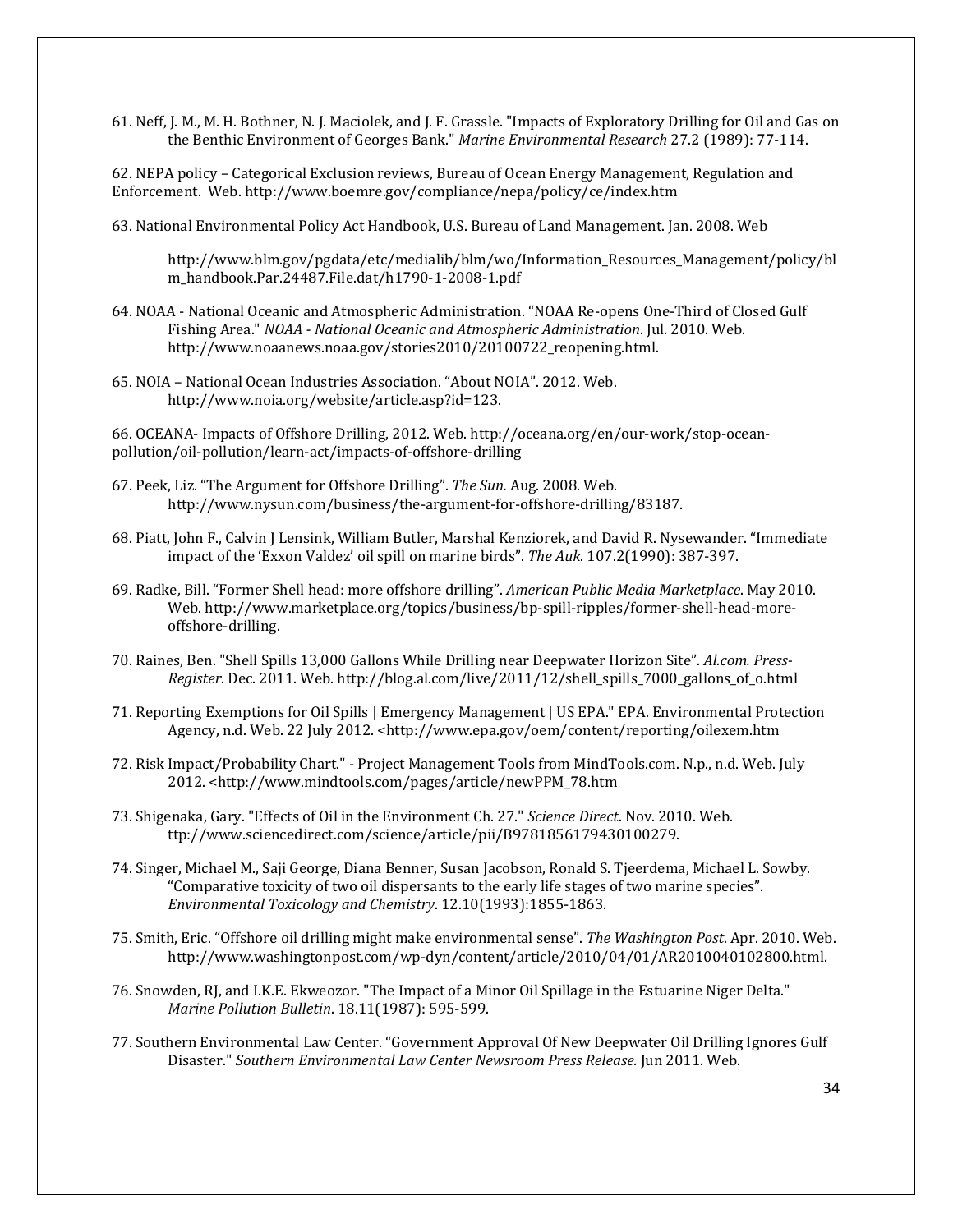61. Neff, J. M., M. H. Bothner, N. J. Maciolek, and J. F. Grassle. "Impacts of Exploratory Drilling for Oil and Gas on the Benthic Environment of Georges Bank." *Marine Environmental Research* 27.2 (1989): 77-114.

62. NEPA policy – Categorical Exclusion reviews, Bureau of Ocean Energy Management, Regulation and Enforcement. Web. http://www.boemre.gov/compliance/nepa/policy/ce/index.htm

63. National Environmental Policy Act Handbook, U.S. Bureau of Land Management. Jan. 2008. Web

http://www.blm.gov/pgdata/etc/medialib/blm/wo/Information_Resources_Management/policy/blm_handbook.Par.24487.File.dat/h1790-1-2008-1.pdf

64. NOAA - National Oceanic and Atmospheric Administration. "NOAA Re-opens One-Third of Closed Gulf Fishing Area." *NOAA - National Oceanic and Atmospheric Administration*. Jul. 2010. Web. http://www.noaanews.noaa.gov/stories2010/20100722_reopening.html.

65. NOIA – National Ocean Industries Association. "About NOIA". 2012. Web. http://www.noia.org/website/article.asp?id=123.

66. OCEANA- Impacts of Offshore Drilling, 2012. Web. http://oceana.org/en/our-work/stop-ocean-pollution/oil-pollution/learn-act/impacts-of-offshore-drilling

67. Peek, Liz. "The Argument for Offshore Drilling". *The Sun.* Aug. 2008. Web. http://www.nysun.com/business/the-argument-for-offshore-drilling/83187.

68. Piatt, John F., Calvin J Lensink, William Butler, Marshal Kenziorek, and David R. Nysewander. "Immediate impact of the 'Exxon Valdez' oil spill on marine birds". *The Auk*. 107.2(1990): 387-397.

69. Radke, Bill. "Former Shell head: more offshore drilling". *American Public Media Marketplace*. May 2010. Web. http://www.marketplace.org/topics/business/bp-spill-ripples/former-shell-head-more-offshore-drilling.

70. Raines, Ben. "Shell Spills 13,000 Gallons While Drilling near Deepwater Horizon Site". *Al.com. Press-Register*. Dec. 2011. Web. http://blog.al.com/live/2011/12/shell_spills_7000_gallons_of_o.html

71. Reporting Exemptions for Oil Spills | Emergency Management | US EPA." EPA. Environmental Protection Agency, n.d. Web. 22 July 2012. <http://www.epa.gov/oem/content/reporting/oilexem.htm

72. Risk Impact/Probability Chart." - Project Management Tools from MindTools.com. N.p., n.d. Web. July 2012. <http://www.mindtools.com/pages/article/newPPM_78.htm

73. Shigenaka, Gary. "Effects of Oil in the Environment Ch. 27." *Science Direct*. Nov. 2010. Web. ttp://www.sciencedirect.com/science/article/pii/B9781856179430100279.

74. Singer, Michael M., Saji George, Diana Benner, Susan Jacobson, Ronald S. Tjeerdema, Michael L. Sowby. "Comparative toxicity of two oil dispersants to the early life stages of two marine species". *Environmental Toxicology and Chemistry*. 12.10(1993):1855-1863.

75. Smith, Eric. "Offshore oil drilling might make environmental sense". *The Washington Post*. Apr. 2010. Web. http://www.washingtonpost.com/wp-dyn/content/article/2010/04/01/AR2010040102800.html.

76. Snowden, RJ, and I.K.E. Ekweozor. "The Impact of a Minor Oil Spillage in the Estuarine Niger Delta." *Marine Pollution Bulletin*. 18.11(1987): 595-599.

77. Southern Environmental Law Center. "Government Approval Of New Deepwater Oil Drilling Ignores Gulf Disaster." *Southern Environmental Law Center Newsroom Press Release.* Jun 2011. Web.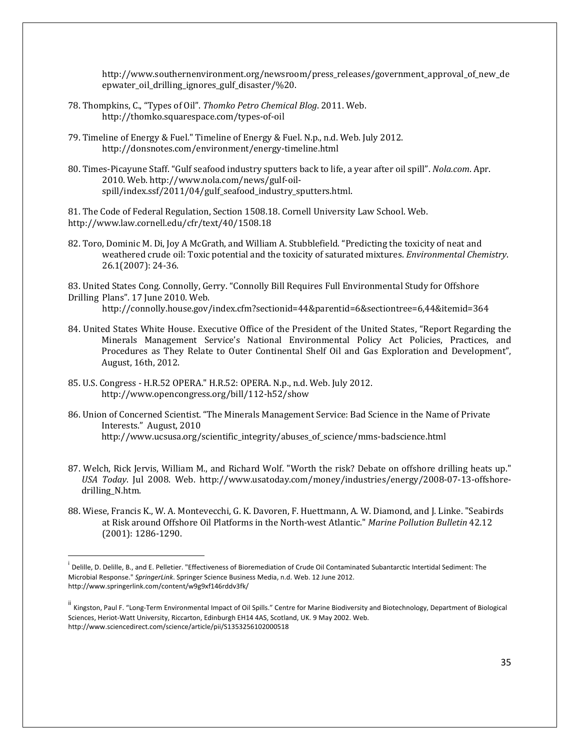http://www.southernenvironment.org/newsroom/press_releases/government_approval_of_new_deepwater_oil_drilling_ignores_gulf_disaster/%20.

78. Thompkins, C., "Types of Oil". *Thomko Petro Chemical Blog*. 2011. Web. http://thomko.squarespace.com/types-of-oil

79. Timeline of Energy & Fuel." Timeline of Energy & Fuel. N.p., n.d. Web. July 2012. http://donsnotes.com/environment/energy-timeline.html

80. Times-Picayune Staff. "Gulf seafood industry sputters back to life, a year after oil spill". *Nola.com*. Apr. 2010. Web. http://www.nola.com/news/gulf-oil-spill/index.ssf/2011/04/gulf_seafood_industry_sputters.html.

81. The Code of Federal Regulation, Section 1508.18. Cornell University Law School. Web. http://www.law.cornell.edu/cfr/text/40/1508.18

82. Toro, Dominic M. Di, Joy A McGrath, and William A. Stubblefield. "Predicting the toxicity of neat and weathered crude oil: Toxic potential and the toxicity of saturated mixtures. *Environmental Chemistry*. 26.1(2007): 24-36.

83. United States Cong. Connolly, Gerry. "Connolly Bill Requires Full Environmental Study for Offshore Drilling Plans". 17 June 2010. Web. http://connolly.house.gov/index.cfm?sectionid=44&parentid=6&sectiontree=6,44&itemid=364

84. United States White House. Executive Office of the President of the United States, "Report Regarding the Minerals Management Service's National Environmental Policy Act Policies, Practices, and Procedures as They Relate to Outer Continental Shelf Oil and Gas Exploration and Development", August, 16th, 2012.

85. U.S. Congress - H.R.52 OPERA." H.R.52: OPERA. N.p., n.d. Web. July 2012. http://www.opencongress.org/bill/112-h52/show

86. Union of Concerned Scientist. "The Minerals Management Service: Bad Science in the Name of Private Interests." August, 2010 http://www.ucsusa.org/scientific_integrity/abuses_of_science/mms-badscience.html

87. Welch, Rick Jervis, William M., and Richard Wolf. "Worth the risk? Debate on offshore drilling heats up." *USA Today*. Jul 2008. Web. http://www.usatoday.com/money/industries/energy/2008-07-13-offshore-drilling_N.htm.

88. Wiese, Francis K., W. A. Montevecchi, G. K. Davoren, F. Huettmann, A. W. Diamond, and J. Linke. "Seabirds at Risk around Offshore Oil Platforms in the North-west Atlantic." *Marine Pollution Bulletin* 42.12 (2001): 1286-1290.

---

[i] Delille, D. Delille, B., and E. Pelletier. "Effectiveness of Bioremediation of Crude Oil Contaminated Subantarctic Intertidal Sediment: The Microbial Response." *SpringerLink*. Springer Science Business Media, n.d. Web. 12 June 2012. http://www.springerlink.com/content/w9g9xf146rddv3fk/

[ii] Kingston, Paul F. "Long-Term Environmental Impact of Oil Spills." Centre for Marine Biodiversity and Biotechnology, Department of Biological Sciences, Heriot-Watt University, Riccarton, Edinburgh EH14 4AS, Scotland, UK. 9 May 2002. Web. http://www.sciencedirect.com/science/article/pii/S1353256102000518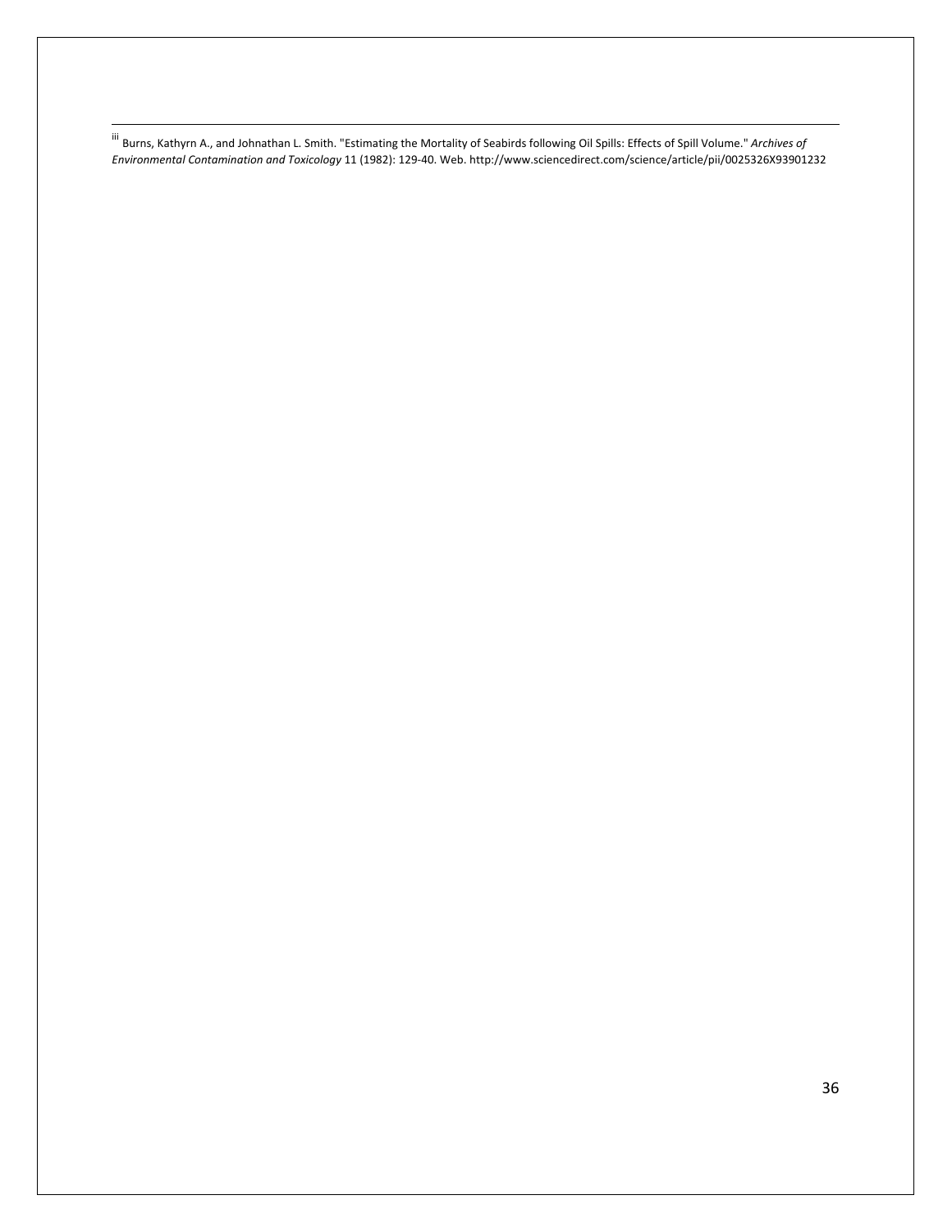[iii] Burns, Kathyrn A., and Johnathan L. Smith. "Estimating the Mortality of Seabirds following Oil Spills: Effects of Spill Volume." *Archives of Environmental Contamination and Toxicology* 11 (1982): 129-40. Web. http://www.sciencedirect.com/science/article/pii/0025326X93901232